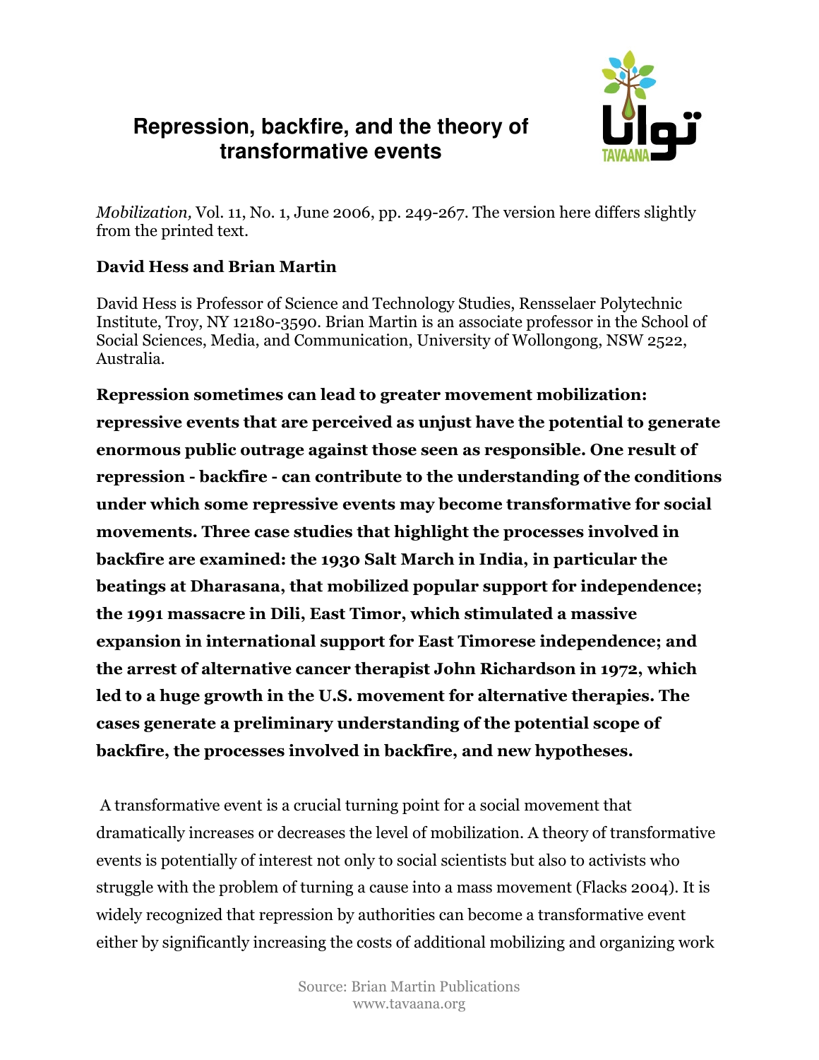# Repression, backfire, and the theory of transformative events

*Mobilization,* Vol. 11, No. 1, June 2006, pp. 249-267. The version here differs slightly from the printed text.

**David Hess and Brian Martin**

David Hess is Professor of Science and Technology Studies, Rensselaer Polytechnic Institute, Troy, NY 12180-3590. Brian Martin is an associate professor in the School of Social Sciences, Media, and Communication, University of Wollongong, NSW 2522, Australia.

**Repression sometimes can lead to greater movement mobilization: repressive events that are perceived as unjust have the potential to generate enormous public outrage against those seen as responsible. One result of repression - backfire - can contribute to the understanding of the conditions under which some repressive events may become transformative for social movements. Three case studies that highlight the processes involved in backfire are examined: the 1930 Salt March in India, in particular the beatings at Dharasana, that mobilized popular support for independence; the 1991 massacre in Dili, East Timor, which stimulated a massive expansion in international support for East Timorese independence; and the arrest of alternative cancer therapist John Richardson in 1972, which led to a huge growth in the U.S. movement for alternative therapies. The cases generate a preliminary understanding of the potential scope of backfire, the processes involved in backfire, and new hypotheses.**

A transformative event is a crucial turning point for a social movement that dramatically increases or decreases the level of mobilization. A theory of transformative events is potentially of interest not only to social scientists but also to activists who struggle with the problem of turning a cause into a mass movement (Flacks 2004). It is widely recognized that repression by authorities can become a transformative event either by significantly increasing the costs of additional mobilizing and organizing work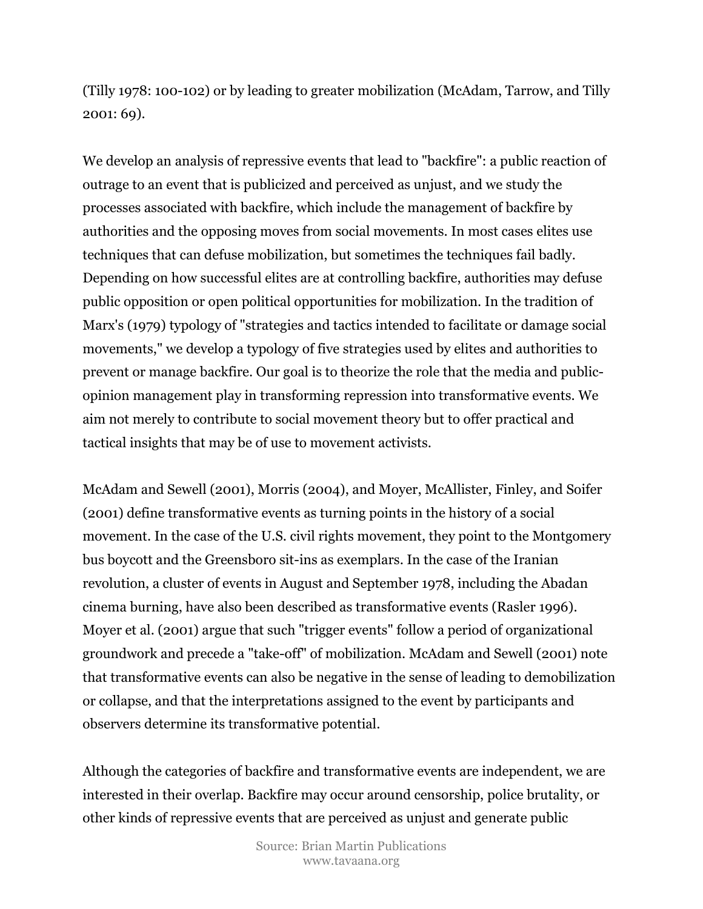(Tilly 1978: 100-102) or by leading to greater mobilization (McAdam, Tarrow, and Tilly 2001: 69).

We develop an analysis of repressive events that lead to "backfire": a public reaction of outrage to an event that is publicized and perceived as unjust, and we study the processes associated with backfire, which include the management of backfire by authorities and the opposing moves from social movements. In most cases elites use techniques that can defuse mobilization, but sometimes the techniques fail badly. Depending on how successful elites are at controlling backfire, authorities may defuse public opposition or open political opportunities for mobilization. In the tradition of Marx's (1979) typology of "strategies and tactics intended to facilitate or damage social movements," we develop a typology of five strategies used by elites and authorities to prevent or manage backfire. Our goal is to theorize the role that the media and public-opinion management play in transforming repression into transformative events. We aim not merely to contribute to social movement theory but to offer practical and tactical insights that may be of use to movement activists.

McAdam and Sewell (2001), Morris (2004), and Moyer, McAllister, Finley, and Soifer (2001) define transformative events as turning points in the history of a social movement. In the case of the U.S. civil rights movement, they point to the Montgomery bus boycott and the Greensboro sit-ins as exemplars. In the case of the Iranian revolution, a cluster of events in August and September 1978, including the Abadan cinema burning, have also been described as transformative events (Rasler 1996). Moyer et al. (2001) argue that such "trigger events" follow a period of organizational groundwork and precede a "take-off" of mobilization. McAdam and Sewell (2001) note that transformative events can also be negative in the sense of leading to demobilization or collapse, and that the interpretations assigned to the event by participants and observers determine its transformative potential.

Although the categories of backfire and transformative events are independent, we are interested in their overlap. Backfire may occur around censorship, police brutality, or other kinds of repressive events that are perceived as unjust and generate public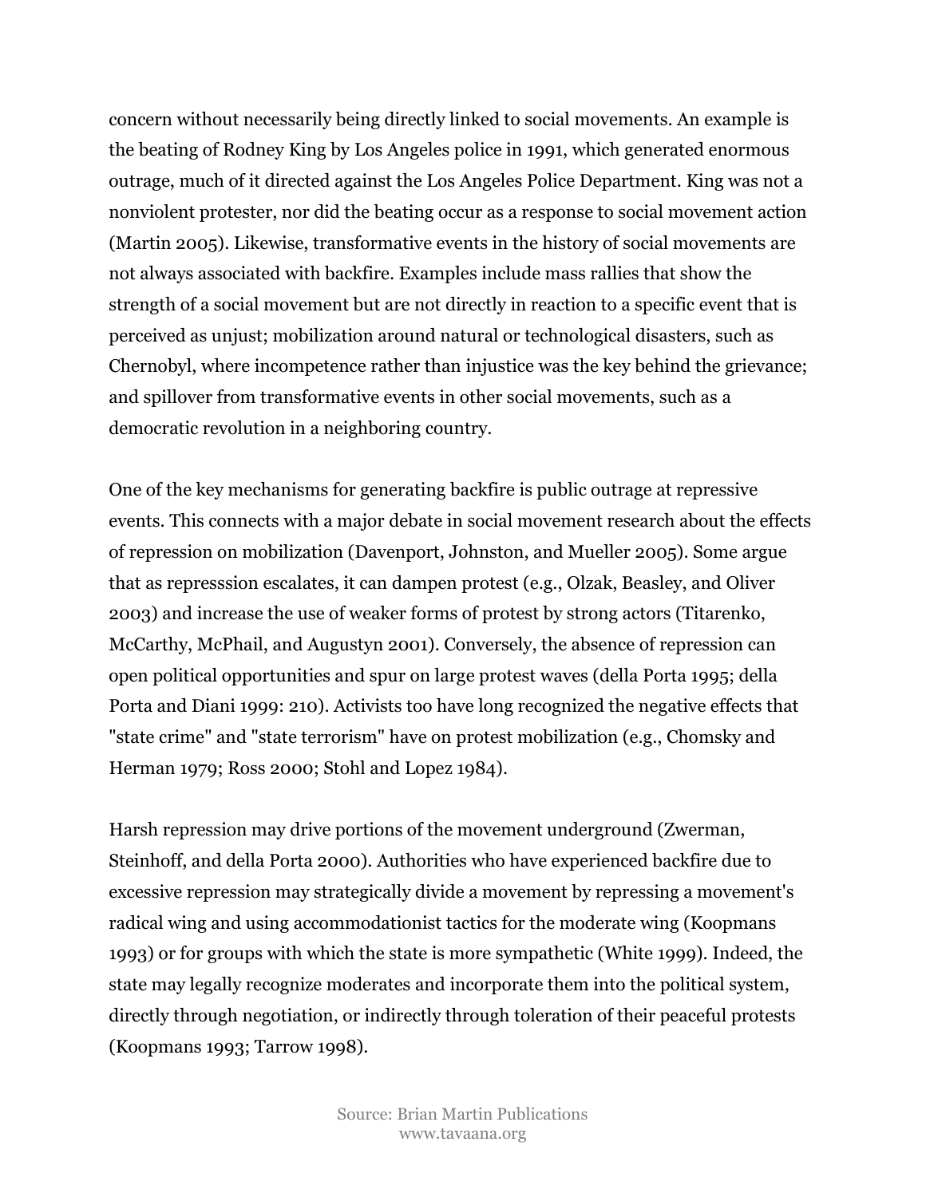concern without necessarily being directly linked to social movements. An example is the beating of Rodney King by Los Angeles police in 1991, which generated enormous outrage, much of it directed against the Los Angeles Police Department. King was not a nonviolent protester, nor did the beating occur as a response to social movement action (Martin 2005). Likewise, transformative events in the history of social movements are not always associated with backfire. Examples include mass rallies that show the strength of a social movement but are not directly in reaction to a specific event that is perceived as unjust; mobilization around natural or technological disasters, such as Chernobyl, where incompetence rather than injustice was the key behind the grievance; and spillover from transformative events in other social movements, such as a democratic revolution in a neighboring country.

One of the key mechanisms for generating backfire is public outrage at repressive events. This connects with a major debate in social movement research about the effects of repression on mobilization (Davenport, Johnston, and Mueller 2005). Some argue that as represssion escalates, it can dampen protest (e.g., Olzak, Beasley, and Oliver 2003) and increase the use of weaker forms of protest by strong actors (Titarenko, McCarthy, McPhail, and Augustyn 2001). Conversely, the absence of repression can open political opportunities and spur on large protest waves (della Porta 1995; della Porta and Diani 1999: 210). Activists too have long recognized the negative effects that "state crime" and "state terrorism" have on protest mobilization (e.g., Chomsky and Herman 1979; Ross 2000; Stohl and Lopez 1984).

Harsh repression may drive portions of the movement underground (Zwerman, Steinhoff, and della Porta 2000). Authorities who have experienced backfire due to excessive repression may strategically divide a movement by repressing a movement's radical wing and using accommodationist tactics for the moderate wing (Koopmans 1993) or for groups with which the state is more sympathetic (White 1999). Indeed, the state may legally recognize moderates and incorporate them into the political system, directly through negotiation, or indirectly through toleration of their peaceful protests (Koopmans 1993; Tarrow 1998).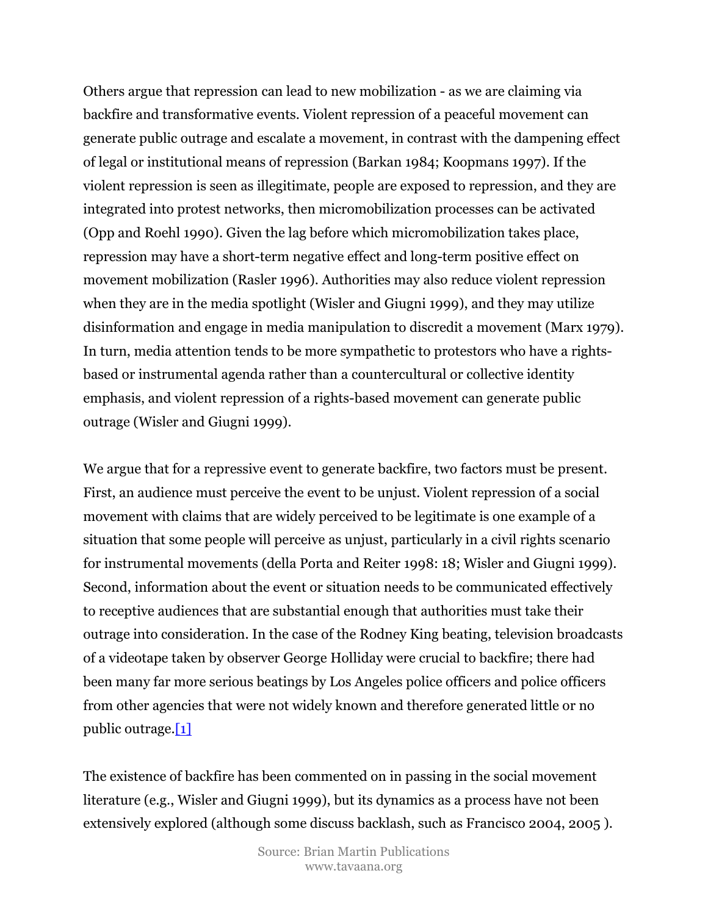Others argue that repression can lead to new mobilization - as we are claiming via backfire and transformative events. Violent repression of a peaceful movement can generate public outrage and escalate a movement, in contrast with the dampening effect of legal or institutional means of repression (Barkan 1984; Koopmans 1997). If the violent repression is seen as illegitimate, people are exposed to repression, and they are integrated into protest networks, then micromobilization processes can be activated (Opp and Roehl 1990). Given the lag before which micromobilization takes place, repression may have a short-term negative effect and long-term positive effect on movement mobilization (Rasler 1996). Authorities may also reduce violent repression when they are in the media spotlight (Wisler and Giugni 1999), and they may utilize disinformation and engage in media manipulation to discredit a movement (Marx 1979). In turn, media attention tends to be more sympathetic to protestors who have a rights-based or instrumental agenda rather than a countercultural or collective identity emphasis, and violent repression of a rights-based movement can generate public outrage (Wisler and Giugni 1999).

We argue that for a repressive event to generate backfire, two factors must be present. First, an audience must perceive the event to be unjust. Violent repression of a social movement with claims that are widely perceived to be legitimate is one example of a situation that some people will perceive as unjust, particularly in a civil rights scenario for instrumental movements (della Porta and Reiter 1998: 18; Wisler and Giugni 1999). Second, information about the event or situation needs to be communicated effectively to receptive audiences that are substantial enough that authorities must take their outrage into consideration. In the case of the Rodney King beating, television broadcasts of a videotape taken by observer George Holliday were crucial to backfire; there had been many far more serious beatings by Los Angeles police officers and police officers from other agencies that were not widely known and therefore generated little or no public outrage.[1]

The existence of backfire has been commented on in passing in the social movement literature (e.g., Wisler and Giugni 1999), but its dynamics as a process have not been extensively explored (although some discuss backlash, such as Francisco 2004, 2005 ).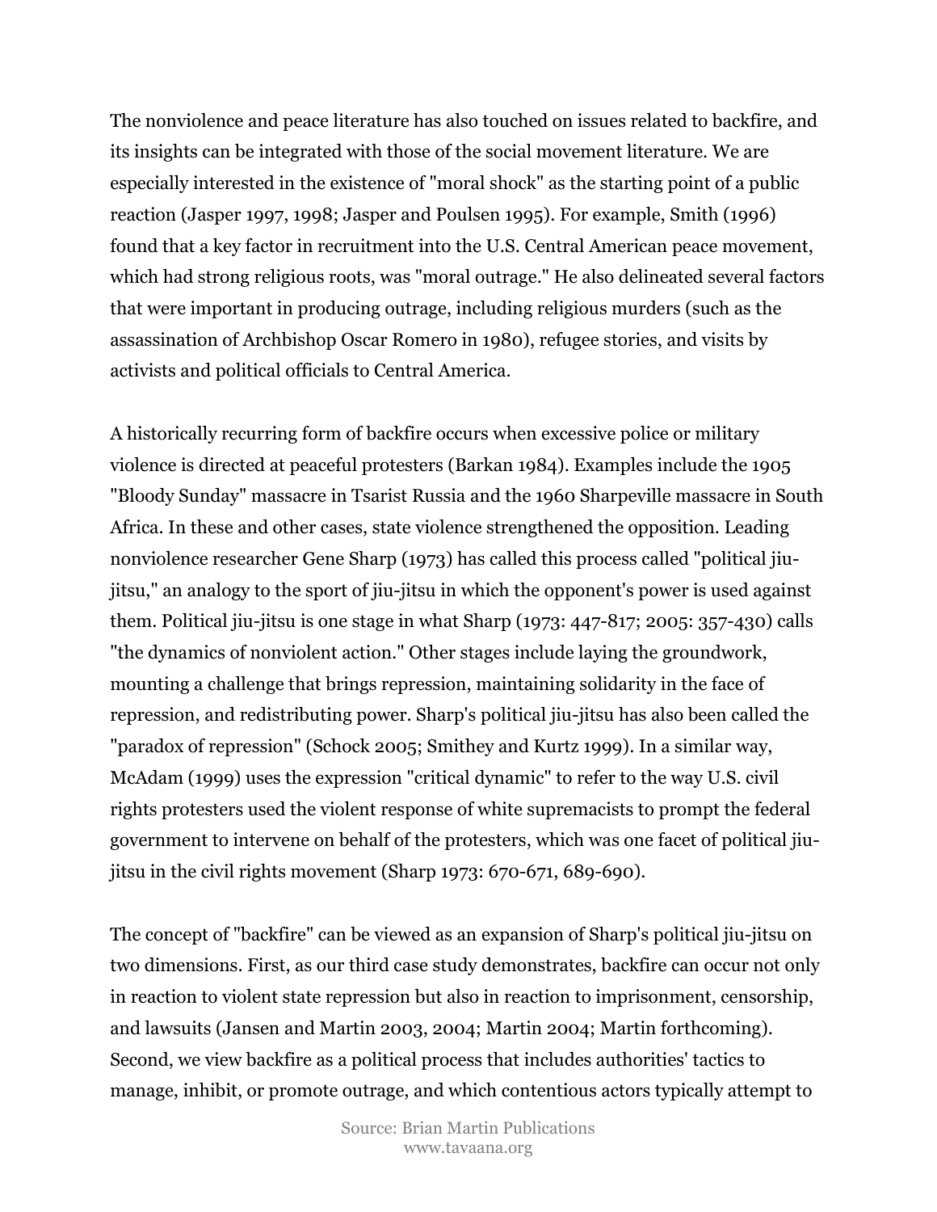The nonviolence and peace literature has also touched on issues related to backfire, and its insights can be integrated with those of the social movement literature. We are especially interested in the existence of "moral shock" as the starting point of a public reaction (Jasper 1997, 1998; Jasper and Poulsen 1995). For example, Smith (1996) found that a key factor in recruitment into the U.S. Central American peace movement, which had strong religious roots, was "moral outrage." He also delineated several factors that were important in producing outrage, including religious murders (such as the assassination of Archbishop Oscar Romero in 1980), refugee stories, and visits by activists and political officials to Central America.

A historically recurring form of backfire occurs when excessive police or military violence is directed at peaceful protesters (Barkan 1984). Examples include the 1905 "Bloody Sunday" massacre in Tsarist Russia and the 1960 Sharpeville massacre in South Africa. In these and other cases, state violence strengthened the opposition. Leading nonviolence researcher Gene Sharp (1973) has called this process called "political jiu-jitsu," an analogy to the sport of jiu-jitsu in which the opponent's power is used against them. Political jiu-jitsu is one stage in what Sharp (1973: 447-817; 2005: 357-430) calls "the dynamics of nonviolent action." Other stages include laying the groundwork, mounting a challenge that brings repression, maintaining solidarity in the face of repression, and redistributing power. Sharp's political jiu-jitsu has also been called the "paradox of repression" (Schock 2005; Smithey and Kurtz 1999). In a similar way, McAdam (1999) uses the expression "critical dynamic" to refer to the way U.S. civil rights protesters used the violent response of white supremacists to prompt the federal government to intervene on behalf of the protesters, which was one facet of political jiu-jitsu in the civil rights movement (Sharp 1973: 670-671, 689-690).

The concept of "backfire" can be viewed as an expansion of Sharp's political jiu-jitsu on two dimensions. First, as our third case study demonstrates, backfire can occur not only in reaction to violent state repression but also in reaction to imprisonment, censorship, and lawsuits (Jansen and Martin 2003, 2004; Martin 2004; Martin forthcoming). Second, we view backfire as a political process that includes authorities' tactics to manage, inhibit, or promote outrage, and which contentious actors typically attempt to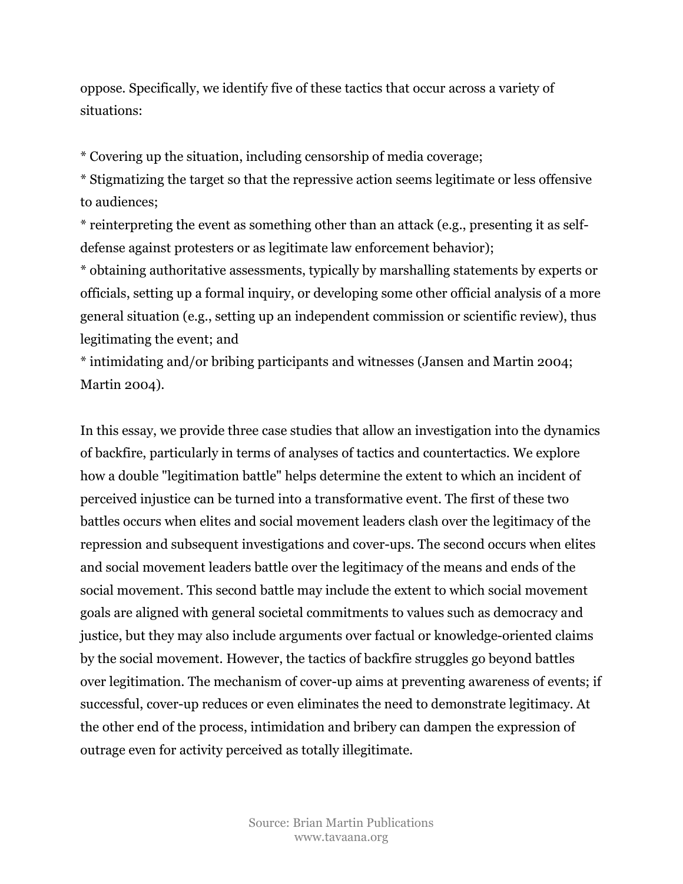oppose. Specifically, we identify five of these tactics that occur across a variety of situations:

* Covering up the situation, including censorship of media coverage;
* Stigmatizing the target so that the repressive action seems legitimate or less offensive to audiences;
* reinterpreting the event as something other than an attack (e.g., presenting it as self-defense against protesters or as legitimate law enforcement behavior);
* obtaining authoritative assessments, typically by marshalling statements by experts or officials, setting up a formal inquiry, or developing some other official analysis of a more general situation (e.g., setting up an independent commission or scientific review), thus legitimating the event; and
* intimidating and/or bribing participants and witnesses (Jansen and Martin 2004; Martin 2004).

In this essay, we provide three case studies that allow an investigation into the dynamics of backfire, particularly in terms of analyses of tactics and countertactics. We explore how a double "legitimation battle" helps determine the extent to which an incident of perceived injustice can be turned into a transformative event. The first of these two battles occurs when elites and social movement leaders clash over the legitimacy of the repression and subsequent investigations and cover-ups. The second occurs when elites and social movement leaders battle over the legitimacy of the means and ends of the social movement. This second battle may include the extent to which social movement goals are aligned with general societal commitments to values such as democracy and justice, but they may also include arguments over factual or knowledge-oriented claims by the social movement. However, the tactics of backfire struggles go beyond battles over legitimation. The mechanism of cover-up aims at preventing awareness of events; if successful, cover-up reduces or even eliminates the need to demonstrate legitimacy. At the other end of the process, intimidation and bribery can dampen the expression of outrage even for activity perceived as totally illegitimate.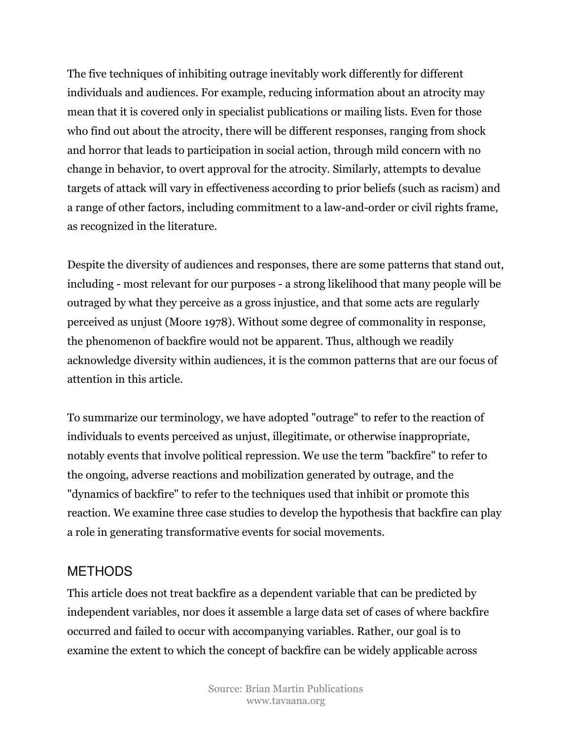The five techniques of inhibiting outrage inevitably work differently for different individuals and audiences. For example, reducing information about an atrocity may mean that it is covered only in specialist publications or mailing lists. Even for those who find out about the atrocity, there will be different responses, ranging from shock and horror that leads to participation in social action, through mild concern with no change in behavior, to overt approval for the atrocity. Similarly, attempts to devalue targets of attack will vary in effectiveness according to prior beliefs (such as racism) and a range of other factors, including commitment to a law-and-order or civil rights frame, as recognized in the literature.

Despite the diversity of audiences and responses, there are some patterns that stand out, including - most relevant for our purposes - a strong likelihood that many people will be outraged by what they perceive as a gross injustice, and that some acts are regularly perceived as unjust (Moore 1978). Without some degree of commonality in response, the phenomenon of backfire would not be apparent. Thus, although we readily acknowledge diversity within audiences, it is the common patterns that are our focus of attention in this article.

To summarize our terminology, we have adopted "outrage" to refer to the reaction of individuals to events perceived as unjust, illegitimate, or otherwise inappropriate, notably events that involve political repression. We use the term "backfire" to refer to the ongoing, adverse reactions and mobilization generated by outrage, and the "dynamics of backfire" to refer to the techniques used that inhibit or promote this reaction. We examine three case studies to develop the hypothesis that backfire can play a role in generating transformative events for social movements.

## METHODS

This article does not treat backfire as a dependent variable that can be predicted by independent variables, nor does it assemble a large data set of cases of where backfire occurred and failed to occur with accompanying variables. Rather, our goal is to examine the extent to which the concept of backfire can be widely applicable across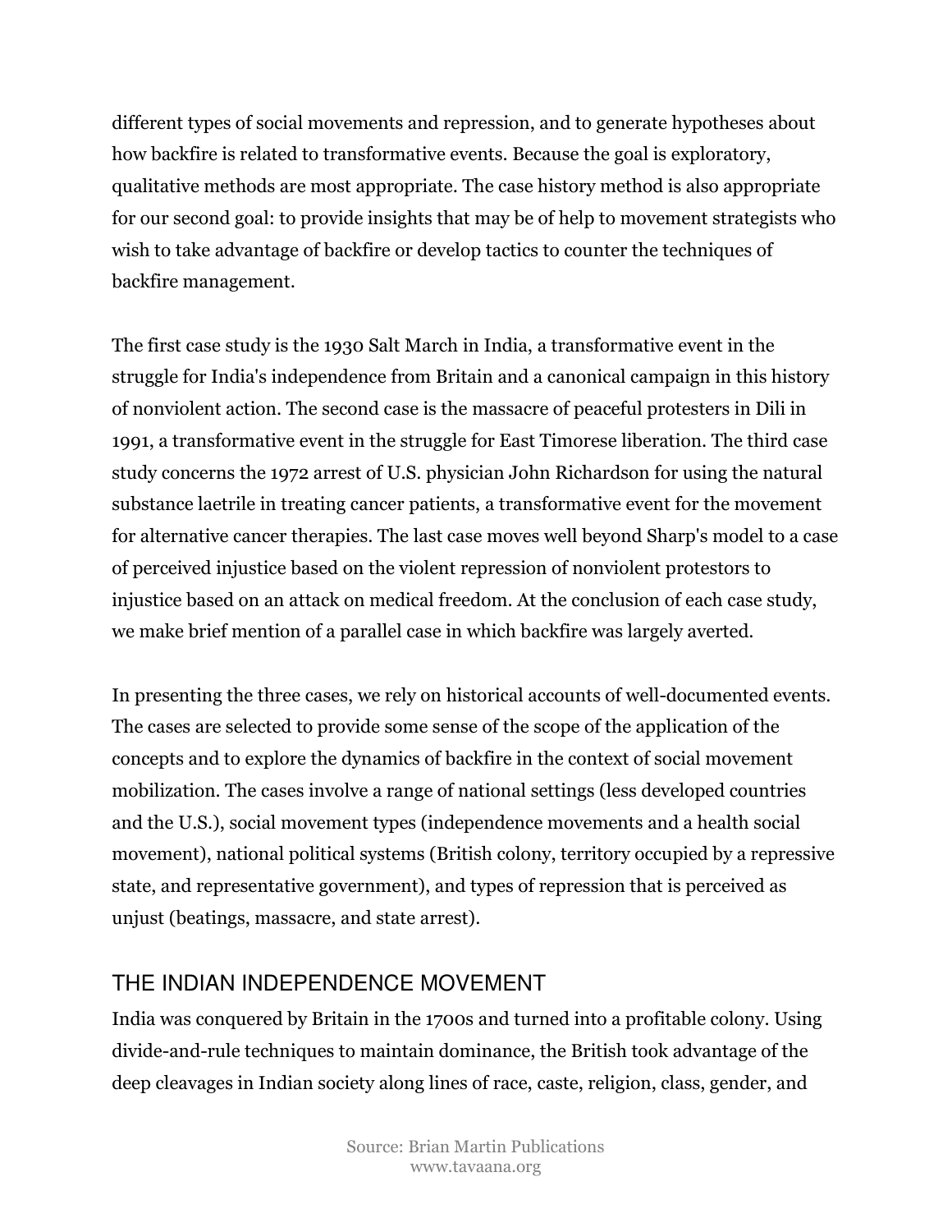different types of social movements and repression, and to generate hypotheses about how backfire is related to transformative events. Because the goal is exploratory, qualitative methods are most appropriate. The case history method is also appropriate for our second goal: to provide insights that may be of help to movement strategists who wish to take advantage of backfire or develop tactics to counter the techniques of backfire management.

The first case study is the 1930 Salt March in India, a transformative event in the struggle for India's independence from Britain and a canonical campaign in this history of nonviolent action. The second case is the massacre of peaceful protesters in Dili in 1991, a transformative event in the struggle for East Timorese liberation. The third case study concerns the 1972 arrest of U.S. physician John Richardson for using the natural substance laetrile in treating cancer patients, a transformative event for the movement for alternative cancer therapies. The last case moves well beyond Sharp's model to a case of perceived injustice based on the violent repression of nonviolent protestors to injustice based on an attack on medical freedom. At the conclusion of each case study, we make brief mention of a parallel case in which backfire was largely averted.

In presenting the three cases, we rely on historical accounts of well-documented events. The cases are selected to provide some sense of the scope of the application of the concepts and to explore the dynamics of backfire in the context of social movement mobilization. The cases involve a range of national settings (less developed countries and the U.S.), social movement types (independence movements and a health social movement), national political systems (British colony, territory occupied by a repressive state, and representative government), and types of repression that is perceived as unjust (beatings, massacre, and state arrest).

## THE INDIAN INDEPENDENCE MOVEMENT

India was conquered by Britain in the 1700s and turned into a profitable colony. Using divide-and-rule techniques to maintain dominance, the British took advantage of the deep cleavages in Indian society along lines of race, caste, religion, class, gender, and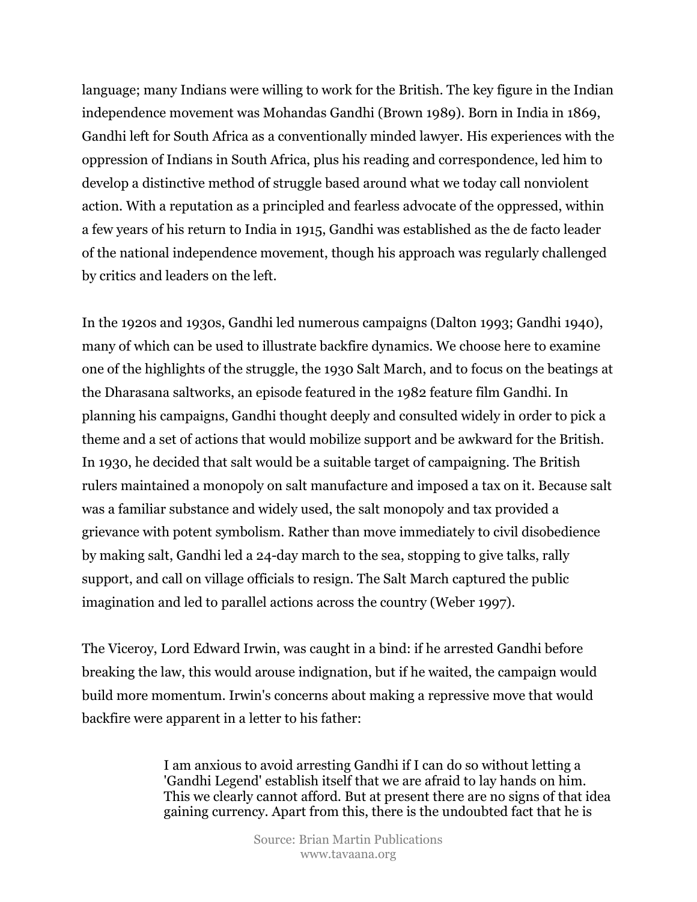language; many Indians were willing to work for the British. The key figure in the Indian independence movement was Mohandas Gandhi (Brown 1989). Born in India in 1869, Gandhi left for South Africa as a conventionally minded lawyer. His experiences with the oppression of Indians in South Africa, plus his reading and correspondence, led him to develop a distinctive method of struggle based around what we today call nonviolent action. With a reputation as a principled and fearless advocate of the oppressed, within a few years of his return to India in 1915, Gandhi was established as the de facto leader of the national independence movement, though his approach was regularly challenged by critics and leaders on the left.

In the 1920s and 1930s, Gandhi led numerous campaigns (Dalton 1993; Gandhi 1940), many of which can be used to illustrate backfire dynamics. We choose here to examine one of the highlights of the struggle, the 1930 Salt March, and to focus on the beatings at the Dharasana saltworks, an episode featured in the 1982 feature film Gandhi. In planning his campaigns, Gandhi thought deeply and consulted widely in order to pick a theme and a set of actions that would mobilize support and be awkward for the British. In 1930, he decided that salt would be a suitable target of campaigning. The British rulers maintained a monopoly on salt manufacture and imposed a tax on it. Because salt was a familiar substance and widely used, the salt monopoly and tax provided a grievance with potent symbolism. Rather than move immediately to civil disobedience by making salt, Gandhi led a 24-day march to the sea, stopping to give talks, rally support, and call on village officials to resign. The Salt March captured the public imagination and led to parallel actions across the country (Weber 1997).

The Viceroy, Lord Edward Irwin, was caught in a bind: if he arrested Gandhi before breaking the law, this would arouse indignation, but if he waited, the campaign would build more momentum. Irwin's concerns about making a repressive move that would backfire were apparent in a letter to his father:

> I am anxious to avoid arresting Gandhi if I can do so without letting a 'Gandhi Legend' establish itself that we are afraid to lay hands on him. This we clearly cannot afford. But at present there are no signs of that idea gaining currency. Apart from this, there is the undoubted fact that he is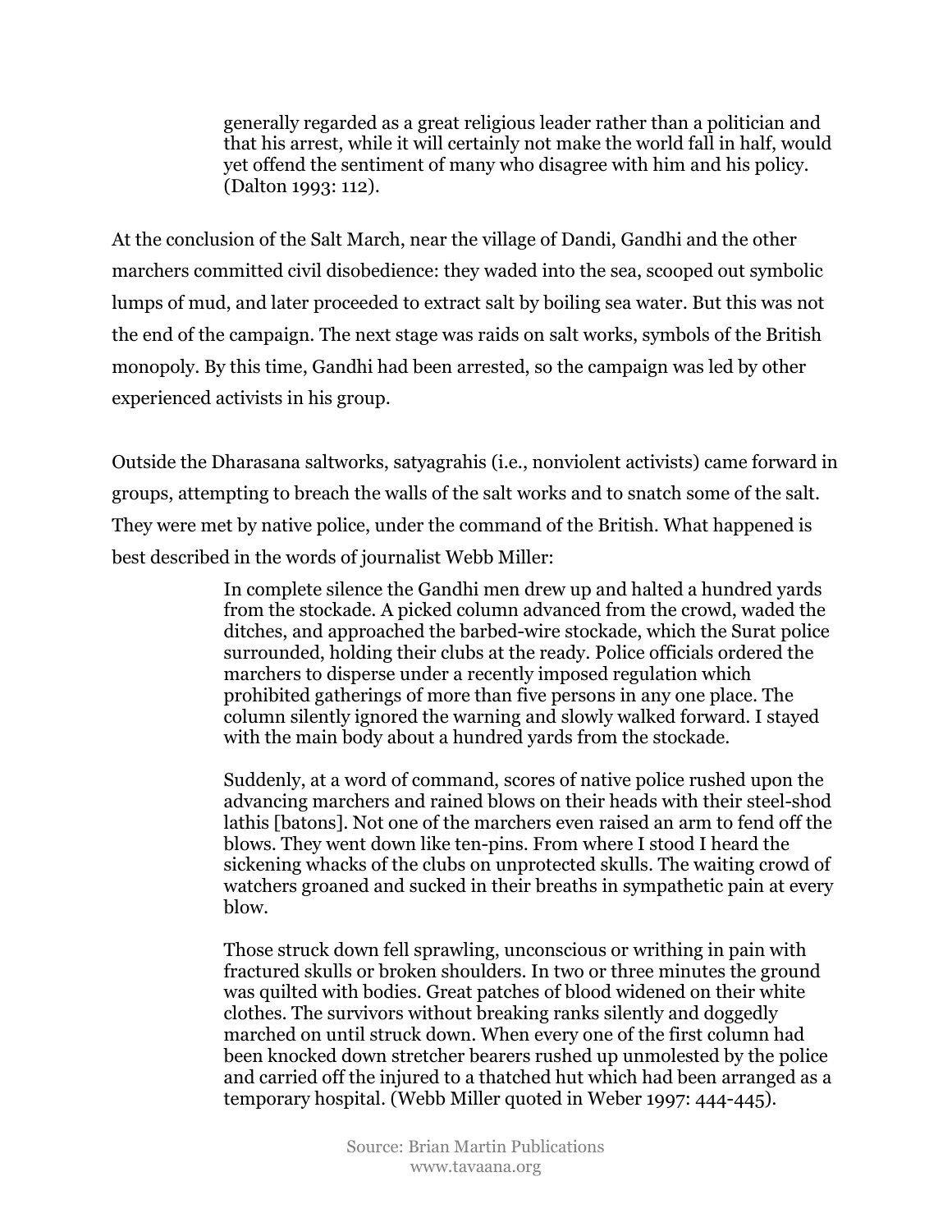> generally regarded as a great religious leader rather than a politician and that his arrest, while it will certainly not make the world fall in half, would yet offend the sentiment of many who disagree with him and his policy. (Dalton 1993: 112).

At the conclusion of the Salt March, near the village of Dandi, Gandhi and the other marchers committed civil disobedience: they waded into the sea, scooped out symbolic lumps of mud, and later proceeded to extract salt by boiling sea water. But this was not the end of the campaign. The next stage was raids on salt works, symbols of the British monopoly. By this time, Gandhi had been arrested, so the campaign was led by other experienced activists in his group.

Outside the Dharasana saltworks, satyagrahis (i.e., nonviolent activists) came forward in groups, attempting to breach the walls of the salt works and to snatch some of the salt. They were met by native police, under the command of the British. What happened is best described in the words of journalist Webb Miller:

> In complete silence the Gandhi men drew up and halted a hundred yards from the stockade. A picked column advanced from the crowd, waded the ditches, and approached the barbed-wire stockade, which the Surat police surrounded, holding their clubs at the ready. Police officials ordered the marchers to disperse under a recently imposed regulation which prohibited gatherings of more than five persons in any one place. The column silently ignored the warning and slowly walked forward. I stayed with the main body about a hundred yards from the stockade.
>
> Suddenly, at a word of command, scores of native police rushed upon the advancing marchers and rained blows on their heads with their steel-shod lathis [batons]. Not one of the marchers even raised an arm to fend off the blows. They went down like ten-pins. From where I stood I heard the sickening whacks of the clubs on unprotected skulls. The waiting crowd of watchers groaned and sucked in their breaths in sympathetic pain at every blow.
>
> Those struck down fell sprawling, unconscious or writhing in pain with fractured skulls or broken shoulders. In two or three minutes the ground was quilted with bodies. Great patches of blood widened on their white clothes. The survivors without breaking ranks silently and doggedly marched on until struck down. When every one of the first column had been knocked down stretcher bearers rushed up unmolested by the police and carried off the injured to a thatched hut which had been arranged as a temporary hospital. (Webb Miller quoted in Weber 1997: 444-445).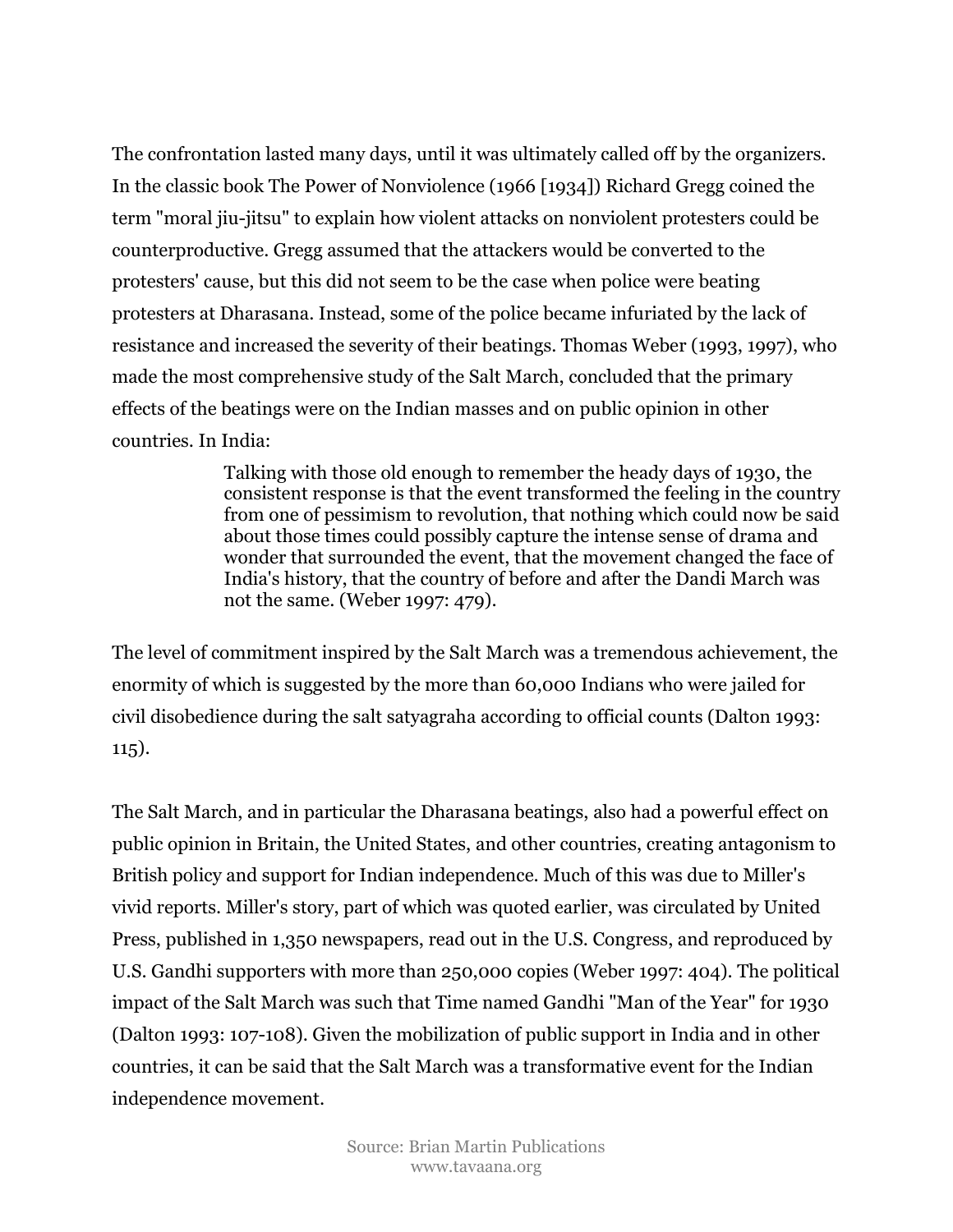The confrontation lasted many days, until it was ultimately called off by the organizers. In the classic book The Power of Nonviolence (1966 [1934]) Richard Gregg coined the term "moral jiu-jitsu" to explain how violent attacks on nonviolent protesters could be counterproductive. Gregg assumed that the attackers would be converted to the protesters' cause, but this did not seem to be the case when police were beating protesters at Dharasana. Instead, some of the police became infuriated by the lack of resistance and increased the severity of their beatings. Thomas Weber (1993, 1997), who made the most comprehensive study of the Salt March, concluded that the primary effects of the beatings were on the Indian masses and on public opinion in other countries. In India:

> Talking with those old enough to remember the heady days of 1930, the consistent response is that the event transformed the feeling in the country from one of pessimism to revolution, that nothing which could now be said about those times could possibly capture the intense sense of drama and wonder that surrounded the event, that the movement changed the face of India's history, that the country of before and after the Dandi March was not the same. (Weber 1997: 479).

The level of commitment inspired by the Salt March was a tremendous achievement, the enormity of which is suggested by the more than 60,000 Indians who were jailed for civil disobedience during the salt satyagraha according to official counts (Dalton 1993: 115).

The Salt March, and in particular the Dharasana beatings, also had a powerful effect on public opinion in Britain, the United States, and other countries, creating antagonism to British policy and support for Indian independence. Much of this was due to Miller's vivid reports. Miller's story, part of which was quoted earlier, was circulated by United Press, published in 1,350 newspapers, read out in the U.S. Congress, and reproduced by U.S. Gandhi supporters with more than 250,000 copies (Weber 1997: 404). The political impact of the Salt March was such that Time named Gandhi "Man of the Year" for 1930 (Dalton 1993: 107-108). Given the mobilization of public support in India and in other countries, it can be said that the Salt March was a transformative event for the Indian independence movement.

Source: Brian Martin Publications
www.tavaana.org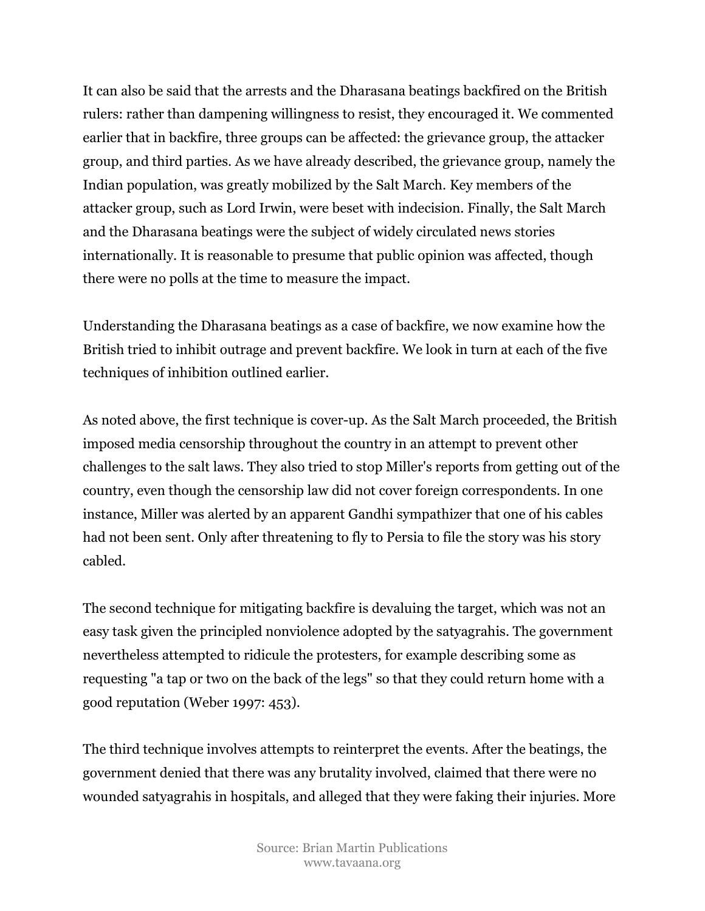It can also be said that the arrests and the Dharasana beatings backfired on the British rulers: rather than dampening willingness to resist, they encouraged it. We commented earlier that in backfire, three groups can be affected: the grievance group, the attacker group, and third parties. As we have already described, the grievance group, namely the Indian population, was greatly mobilized by the Salt March. Key members of the attacker group, such as Lord Irwin, were beset with indecision. Finally, the Salt March and the Dharasana beatings were the subject of widely circulated news stories internationally. It is reasonable to presume that public opinion was affected, though there were no polls at the time to measure the impact.

Understanding the Dharasana beatings as a case of backfire, we now examine how the British tried to inhibit outrage and prevent backfire. We look in turn at each of the five techniques of inhibition outlined earlier.

As noted above, the first technique is cover-up. As the Salt March proceeded, the British imposed media censorship throughout the country in an attempt to prevent other challenges to the salt laws. They also tried to stop Miller's reports from getting out of the country, even though the censorship law did not cover foreign correspondents. In one instance, Miller was alerted by an apparent Gandhi sympathizer that one of his cables had not been sent. Only after threatening to fly to Persia to file the story was his story cabled.

The second technique for mitigating backfire is devaluing the target, which was not an easy task given the principled nonviolence adopted by the satyagrahis. The government nevertheless attempted to ridicule the protesters, for example describing some as requesting "a tap or two on the back of the legs" so that they could return home with a good reputation (Weber 1997: 453).

The third technique involves attempts to reinterpret the events. After the beatings, the government denied that there was any brutality involved, claimed that there were no wounded satyagrahis in hospitals, and alleged that they were faking their injuries. More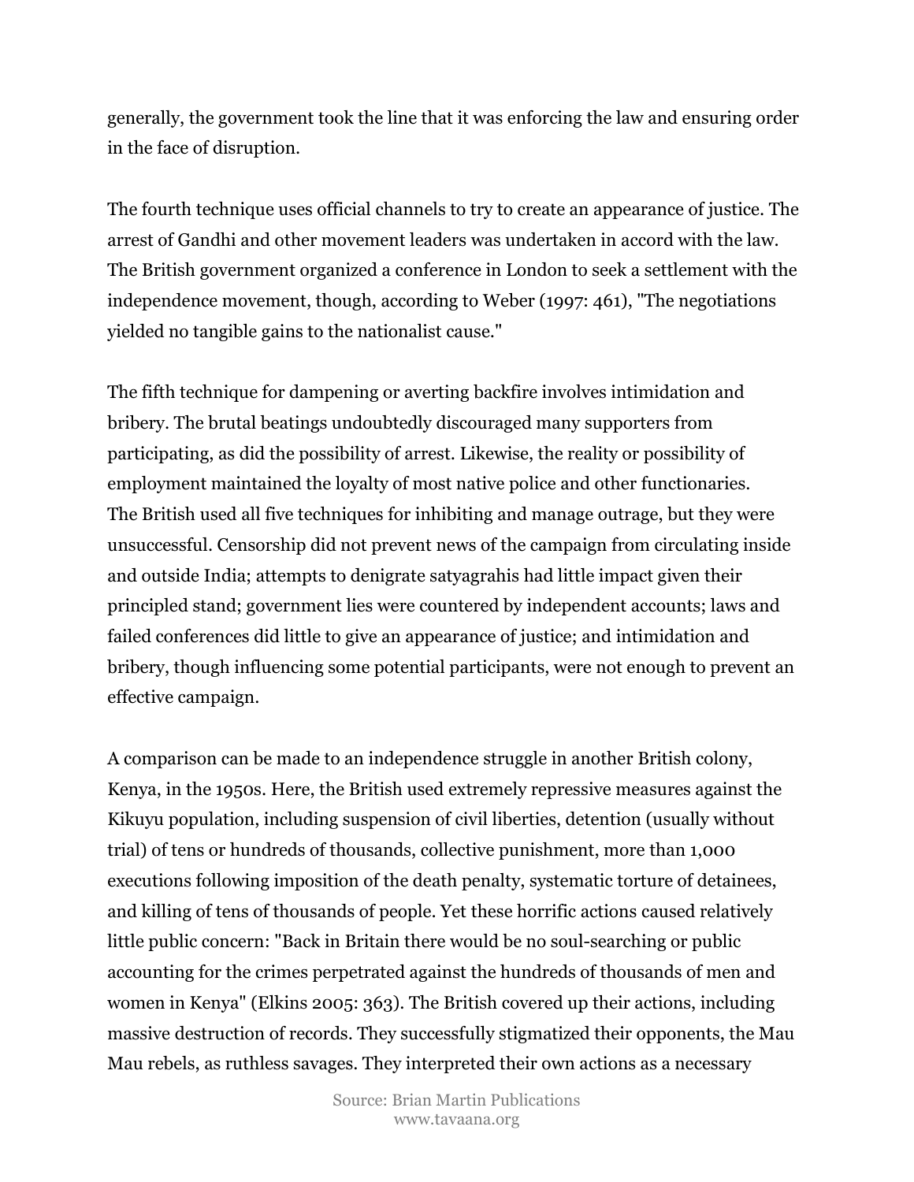generally, the government took the line that it was enforcing the law and ensuring order in the face of disruption.

The fourth technique uses official channels to try to create an appearance of justice. The arrest of Gandhi and other movement leaders was undertaken in accord with the law. The British government organized a conference in London to seek a settlement with the independence movement, though, according to Weber (1997: 461), "The negotiations yielded no tangible gains to the nationalist cause."

The fifth technique for dampening or averting backfire involves intimidation and bribery. The brutal beatings undoubtedly discouraged many supporters from participating, as did the possibility of arrest. Likewise, the reality or possibility of employment maintained the loyalty of most native police and other functionaries. The British used all five techniques for inhibiting and manage outrage, but they were unsuccessful. Censorship did not prevent news of the campaign from circulating inside and outside India; attempts to denigrate satyagrahis had little impact given their principled stand; government lies were countered by independent accounts; laws and failed conferences did little to give an appearance of justice; and intimidation and bribery, though influencing some potential participants, were not enough to prevent an effective campaign.

A comparison can be made to an independence struggle in another British colony, Kenya, in the 1950s. Here, the British used extremely repressive measures against the Kikuyu population, including suspension of civil liberties, detention (usually without trial) of tens or hundreds of thousands, collective punishment, more than 1,000 executions following imposition of the death penalty, systematic torture of detainees, and killing of tens of thousands of people. Yet these horrific actions caused relatively little public concern: "Back in Britain there would be no soul-searching or public accounting for the crimes perpetrated against the hundreds of thousands of men and women in Kenya" (Elkins 2005: 363). The British covered up their actions, including massive destruction of records. They successfully stigmatized their opponents, the Mau Mau rebels, as ruthless savages. They interpreted their own actions as a necessary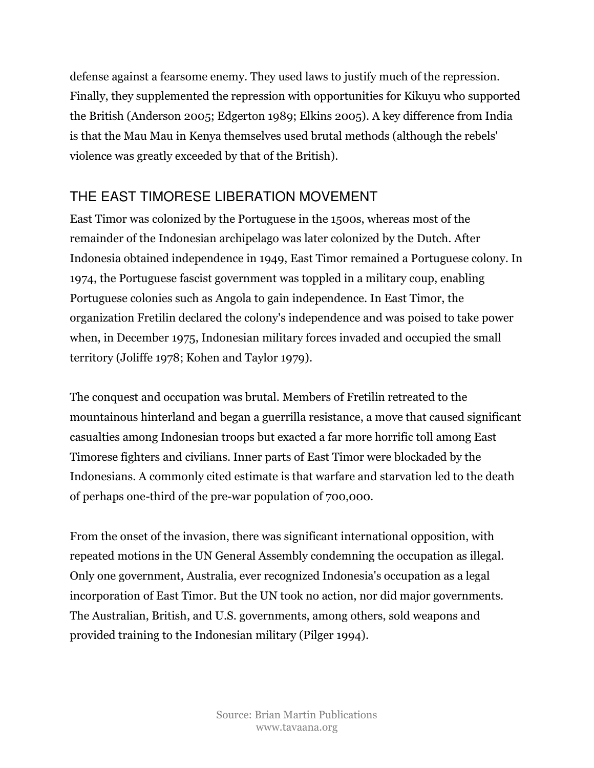defense against a fearsome enemy. They used laws to justify much of the repression. Finally, they supplemented the repression with opportunities for Kikuyu who supported the British (Anderson 2005; Edgerton 1989; Elkins 2005). A key difference from India is that the Mau Mau in Kenya themselves used brutal methods (although the rebels' violence was greatly exceeded by that of the British).

## THE EAST TIMORESE LIBERATION MOVEMENT

East Timor was colonized by the Portuguese in the 1500s, whereas most of the remainder of the Indonesian archipelago was later colonized by the Dutch. After Indonesia obtained independence in 1949, East Timor remained a Portuguese colony. In 1974, the Portuguese fascist government was toppled in a military coup, enabling Portuguese colonies such as Angola to gain independence. In East Timor, the organization Fretilin declared the colony's independence and was poised to take power when, in December 1975, Indonesian military forces invaded and occupied the small territory (Joliffe 1978; Kohen and Taylor 1979).

The conquest and occupation was brutal. Members of Fretilin retreated to the mountainous hinterland and began a guerrilla resistance, a move that caused significant casualties among Indonesian troops but exacted a far more horrific toll among East Timorese fighters and civilians. Inner parts of East Timor were blockaded by the Indonesians. A commonly cited estimate is that warfare and starvation led to the death of perhaps one-third of the pre-war population of 700,000.

From the onset of the invasion, there was significant international opposition, with repeated motions in the UN General Assembly condemning the occupation as illegal. Only one government, Australia, ever recognized Indonesia's occupation as a legal incorporation of East Timor. But the UN took no action, nor did major governments. The Australian, British, and U.S. governments, among others, sold weapons and provided training to the Indonesian military (Pilger 1994).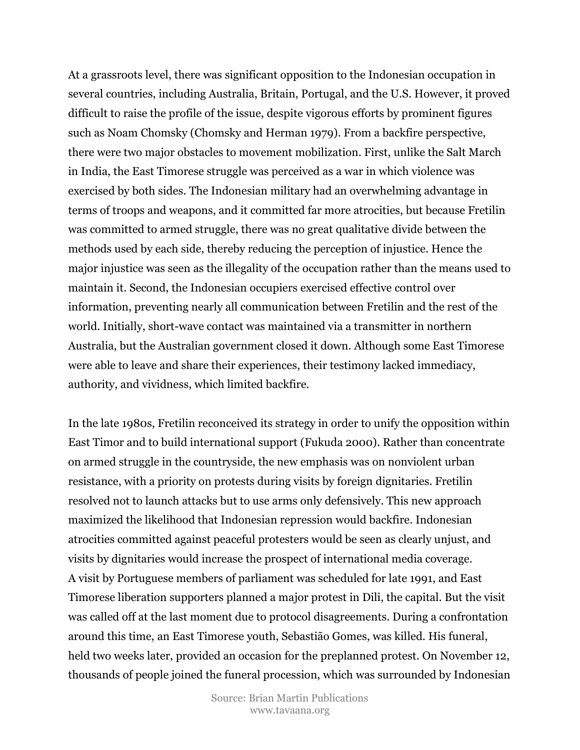At a grassroots level, there was significant opposition to the Indonesian occupation in several countries, including Australia, Britain, Portugal, and the U.S. However, it proved difficult to raise the profile of the issue, despite vigorous efforts by prominent figures such as Noam Chomsky (Chomsky and Herman 1979). From a backfire perspective, there were two major obstacles to movement mobilization. First, unlike the Salt March in India, the East Timorese struggle was perceived as a war in which violence was exercised by both sides. The Indonesian military had an overwhelming advantage in terms of troops and weapons, and it committed far more atrocities, but because Fretilin was committed to armed struggle, there was no great qualitative divide between the methods used by each side, thereby reducing the perception of injustice. Hence the major injustice was seen as the illegality of the occupation rather than the means used to maintain it. Second, the Indonesian occupiers exercised effective control over information, preventing nearly all communication between Fretilin and the rest of the world. Initially, short-wave contact was maintained via a transmitter in northern Australia, but the Australian government closed it down. Although some East Timorese were able to leave and share their experiences, their testimony lacked immediacy, authority, and vividness, which limited backfire.

In the late 1980s, Fretilin reconceived its strategy in order to unify the opposition within East Timor and to build international support (Fukuda 2000). Rather than concentrate on armed struggle in the countryside, the new emphasis was on nonviolent urban resistance, with a priority on protests during visits by foreign dignitaries. Fretilin resolved not to launch attacks but to use arms only defensively. This new approach maximized the likelihood that Indonesian repression would backfire. Indonesian atrocities committed against peaceful protesters would be seen as clearly unjust, and visits by dignitaries would increase the prospect of international media coverage.
A visit by Portuguese members of parliament was scheduled for late 1991, and East Timorese liberation supporters planned a major protest in Dili, the capital. But the visit was called off at the last moment due to protocol disagreements. During a confrontation around this time, an East Timorese youth, Sebastião Gomes, was killed. His funeral, held two weeks later, provided an occasion for the preplanned protest. On November 12, thousands of people joined the funeral procession, which was surrounded by Indonesian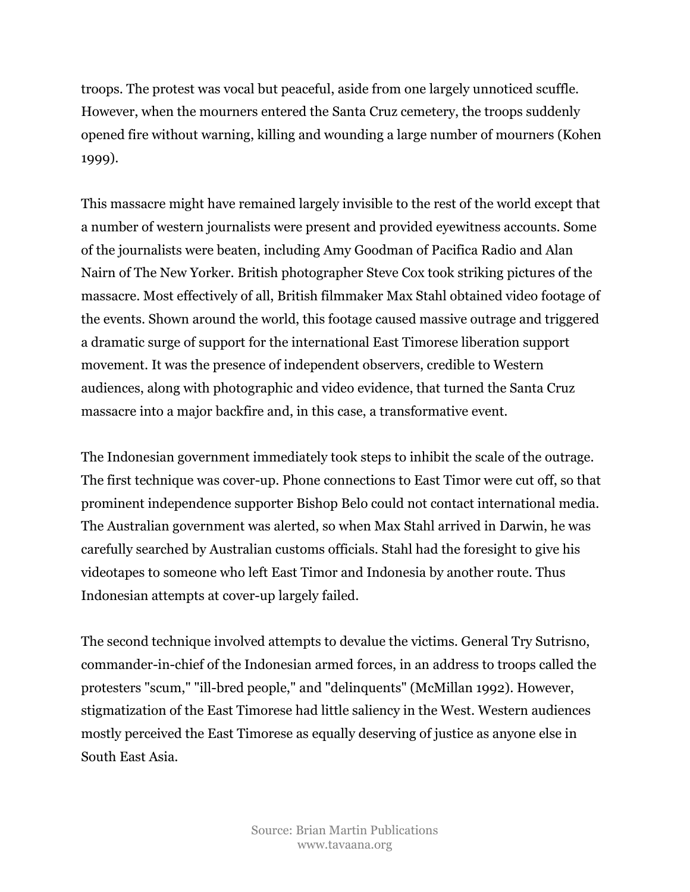troops. The protest was vocal but peaceful, aside from one largely unnoticed scuffle. However, when the mourners entered the Santa Cruz cemetery, the troops suddenly opened fire without warning, killing and wounding a large number of mourners (Kohen 1999).

This massacre might have remained largely invisible to the rest of the world except that a number of western journalists were present and provided eyewitness accounts. Some of the journalists were beaten, including Amy Goodman of Pacifica Radio and Alan Nairn of The New Yorker. British photographer Steve Cox took striking pictures of the massacre. Most effectively of all, British filmmaker Max Stahl obtained video footage of the events. Shown around the world, this footage caused massive outrage and triggered a dramatic surge of support for the international East Timorese liberation support movement. It was the presence of independent observers, credible to Western audiences, along with photographic and video evidence, that turned the Santa Cruz massacre into a major backfire and, in this case, a transformative event.

The Indonesian government immediately took steps to inhibit the scale of the outrage. The first technique was cover-up. Phone connections to East Timor were cut off, so that prominent independence supporter Bishop Belo could not contact international media. The Australian government was alerted, so when Max Stahl arrived in Darwin, he was carefully searched by Australian customs officials. Stahl had the foresight to give his videotapes to someone who left East Timor and Indonesia by another route. Thus Indonesian attempts at cover-up largely failed.

The second technique involved attempts to devalue the victims. General Try Sutrisno, commander-in-chief of the Indonesian armed forces, in an address to troops called the protesters "scum," "ill-bred people," and "delinquents" (McMillan 1992). However, stigmatization of the East Timorese had little saliency in the West. Western audiences mostly perceived the East Timorese as equally deserving of justice as anyone else in South East Asia.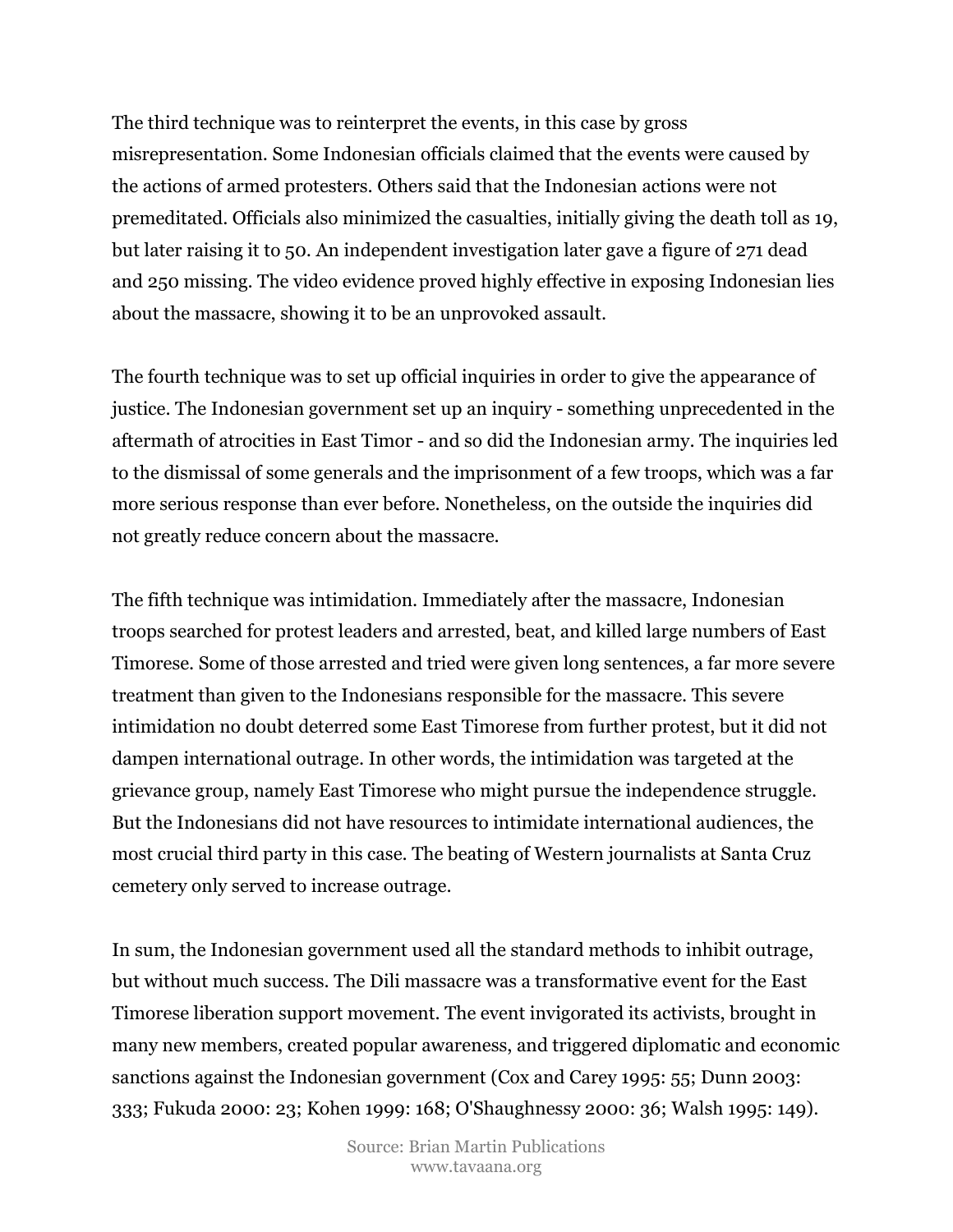The third technique was to reinterpret the events, in this case by gross misrepresentation. Some Indonesian officials claimed that the events were caused by the actions of armed protesters. Others said that the Indonesian actions were not premeditated. Officials also minimized the casualties, initially giving the death toll as 19, but later raising it to 50. An independent investigation later gave a figure of 271 dead and 250 missing. The video evidence proved highly effective in exposing Indonesian lies about the massacre, showing it to be an unprovoked assault.

The fourth technique was to set up official inquiries in order to give the appearance of justice. The Indonesian government set up an inquiry - something unprecedented in the aftermath of atrocities in East Timor - and so did the Indonesian army. The inquiries led to the dismissal of some generals and the imprisonment of a few troops, which was a far more serious response than ever before. Nonetheless, on the outside the inquiries did not greatly reduce concern about the massacre.

The fifth technique was intimidation. Immediately after the massacre, Indonesian troops searched for protest leaders and arrested, beat, and killed large numbers of East Timorese. Some of those arrested and tried were given long sentences, a far more severe treatment than given to the Indonesians responsible for the massacre. This severe intimidation no doubt deterred some East Timorese from further protest, but it did not dampen international outrage. In other words, the intimidation was targeted at the grievance group, namely East Timorese who might pursue the independence struggle. But the Indonesians did not have resources to intimidate international audiences, the most crucial third party in this case. The beating of Western journalists at Santa Cruz cemetery only served to increase outrage.

In sum, the Indonesian government used all the standard methods to inhibit outrage, but without much success. The Dili massacre was a transformative event for the East Timorese liberation support movement. The event invigorated its activists, brought in many new members, created popular awareness, and triggered diplomatic and economic sanctions against the Indonesian government (Cox and Carey 1995: 55; Dunn 2003: 333; Fukuda 2000: 23; Kohen 1999: 168; O'Shaughnessy 2000: 36; Walsh 1995: 149).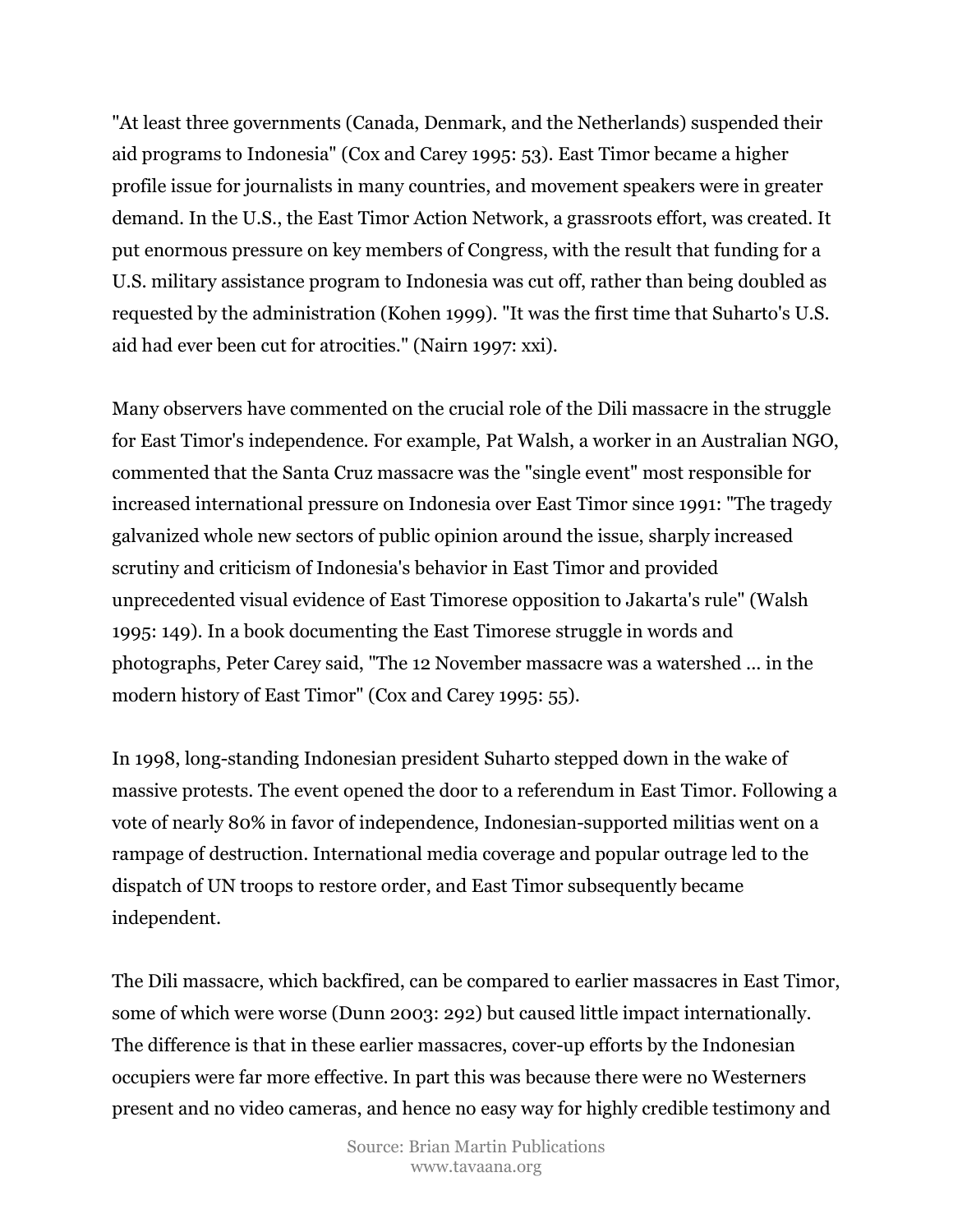"At least three governments (Canada, Denmark, and the Netherlands) suspended their aid programs to Indonesia" (Cox and Carey 1995: 53). East Timor became a higher profile issue for journalists in many countries, and movement speakers were in greater demand. In the U.S., the East Timor Action Network, a grassroots effort, was created. It put enormous pressure on key members of Congress, with the result that funding for a U.S. military assistance program to Indonesia was cut off, rather than being doubled as requested by the administration (Kohen 1999). "It was the first time that Suharto's U.S. aid had ever been cut for atrocities." (Nairn 1997: xxi).

Many observers have commented on the crucial role of the Dili massacre in the struggle for East Timor's independence. For example, Pat Walsh, a worker in an Australian NGO, commented that the Santa Cruz massacre was the "single event" most responsible for increased international pressure on Indonesia over East Timor since 1991: "The tragedy galvanized whole new sectors of public opinion around the issue, sharply increased scrutiny and criticism of Indonesia's behavior in East Timor and provided unprecedented visual evidence of East Timorese opposition to Jakarta's rule" (Walsh 1995: 149). In a book documenting the East Timorese struggle in words and photographs, Peter Carey said, "The 12 November massacre was a watershed ... in the modern history of East Timor" (Cox and Carey 1995: 55).

In 1998, long-standing Indonesian president Suharto stepped down in the wake of massive protests. The event opened the door to a referendum in East Timor. Following a vote of nearly 80% in favor of independence, Indonesian-supported militias went on a rampage of destruction. International media coverage and popular outrage led to the dispatch of UN troops to restore order, and East Timor subsequently became independent.

The Dili massacre, which backfired, can be compared to earlier massacres in East Timor, some of which were worse (Dunn 2003: 292) but caused little impact internationally. The difference is that in these earlier massacres, cover-up efforts by the Indonesian occupiers were far more effective. In part this was because there were no Westerners present and no video cameras, and hence no easy way for highly credible testimony and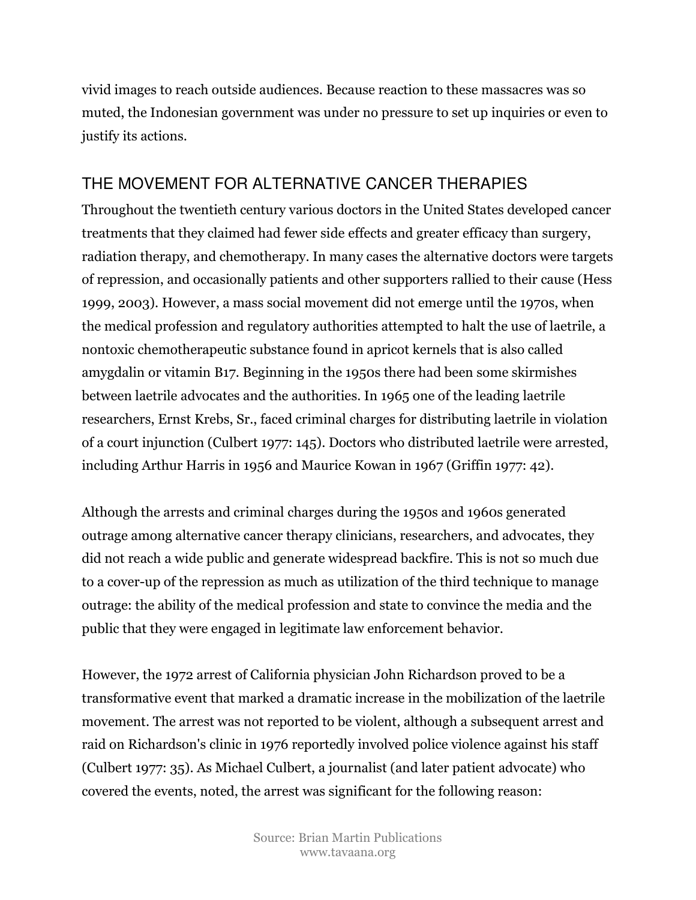vivid images to reach outside audiences. Because reaction to these massacres was so muted, the Indonesian government was under no pressure to set up inquiries or even to justify its actions.

## THE MOVEMENT FOR ALTERNATIVE CANCER THERAPIES

Throughout the twentieth century various doctors in the United States developed cancer treatments that they claimed had fewer side effects and greater efficacy than surgery, radiation therapy, and chemotherapy. In many cases the alternative doctors were targets of repression, and occasionally patients and other supporters rallied to their cause (Hess 1999, 2003). However, a mass social movement did not emerge until the 1970s, when the medical profession and regulatory authorities attempted to halt the use of laetrile, a nontoxic chemotherapeutic substance found in apricot kernels that is also called amygdalin or vitamin B17. Beginning in the 1950s there had been some skirmishes between laetrile advocates and the authorities. In 1965 one of the leading laetrile researchers, Ernst Krebs, Sr., faced criminal charges for distributing laetrile in violation of a court injunction (Culbert 1977: 145). Doctors who distributed laetrile were arrested, including Arthur Harris in 1956 and Maurice Kowan in 1967 (Griffin 1977: 42).

Although the arrests and criminal charges during the 1950s and 1960s generated outrage among alternative cancer therapy clinicians, researchers, and advocates, they did not reach a wide public and generate widespread backfire. This is not so much due to a cover-up of the repression as much as utilization of the third technique to manage outrage: the ability of the medical profession and state to convince the media and the public that they were engaged in legitimate law enforcement behavior.

However, the 1972 arrest of California physician John Richardson proved to be a transformative event that marked a dramatic increase in the mobilization of the laetrile movement. The arrest was not reported to be violent, although a subsequent arrest and raid on Richardson's clinic in 1976 reportedly involved police violence against his staff (Culbert 1977: 35). As Michael Culbert, a journalist (and later patient advocate) who covered the events, noted, the arrest was significant for the following reason: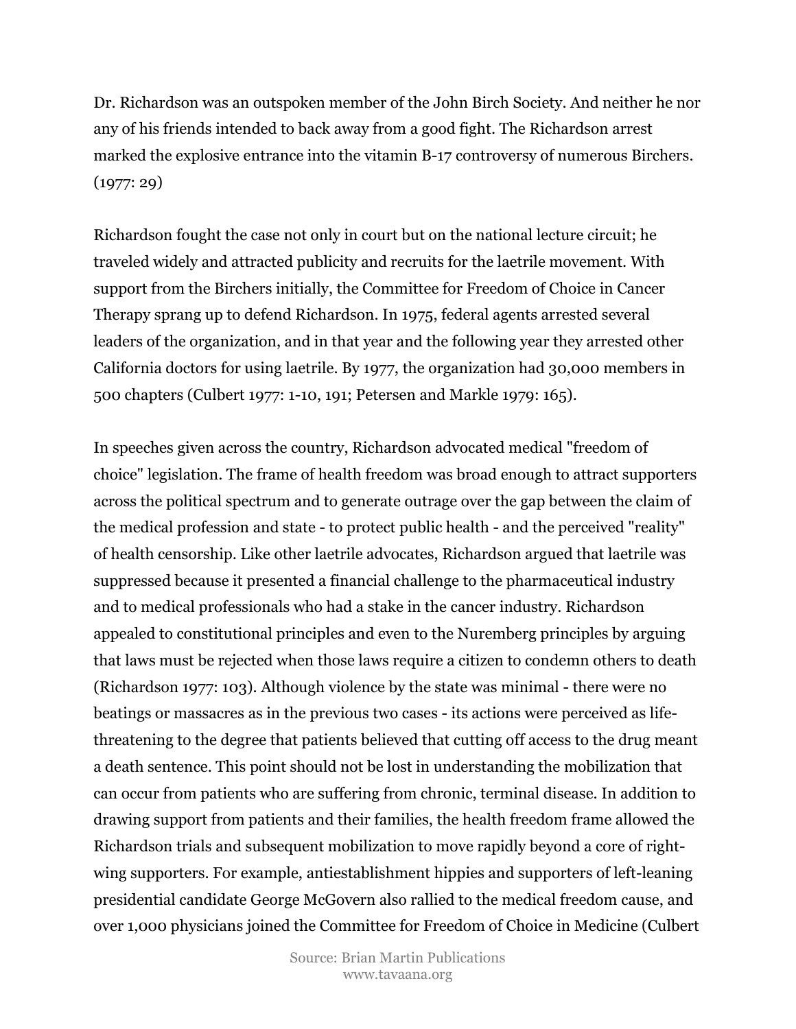Dr. Richardson was an outspoken member of the John Birch Society. And neither he nor any of his friends intended to back away from a good fight. The Richardson arrest marked the explosive entrance into the vitamin B-17 controversy of numerous Birchers. (1977: 29)

Richardson fought the case not only in court but on the national lecture circuit; he traveled widely and attracted publicity and recruits for the laetrile movement. With support from the Birchers initially, the Committee for Freedom of Choice in Cancer Therapy sprang up to defend Richardson. In 1975, federal agents arrested several leaders of the organization, and in that year and the following year they arrested other California doctors for using laetrile. By 1977, the organization had 30,000 members in 500 chapters (Culbert 1977: 1-10, 191; Petersen and Markle 1979: 165).

In speeches given across the country, Richardson advocated medical "freedom of choice" legislation. The frame of health freedom was broad enough to attract supporters across the political spectrum and to generate outrage over the gap between the claim of the medical profession and state - to protect public health - and the perceived "reality" of health censorship. Like other laetrile advocates, Richardson argued that laetrile was suppressed because it presented a financial challenge to the pharmaceutical industry and to medical professionals who had a stake in the cancer industry. Richardson appealed to constitutional principles and even to the Nuremberg principles by arguing that laws must be rejected when those laws require a citizen to condemn others to death (Richardson 1977: 103). Although violence by the state was minimal - there were no beatings or massacres as in the previous two cases - its actions were perceived as life-threatening to the degree that patients believed that cutting off access to the drug meant a death sentence. This point should not be lost in understanding the mobilization that can occur from patients who are suffering from chronic, terminal disease. In addition to drawing support from patients and their families, the health freedom frame allowed the Richardson trials and subsequent mobilization to move rapidly beyond a core of right-wing supporters. For example, antiestablishment hippies and supporters of left-leaning presidential candidate George McGovern also rallied to the medical freedom cause, and over 1,000 physicians joined the Committee for Freedom of Choice in Medicine (Culbert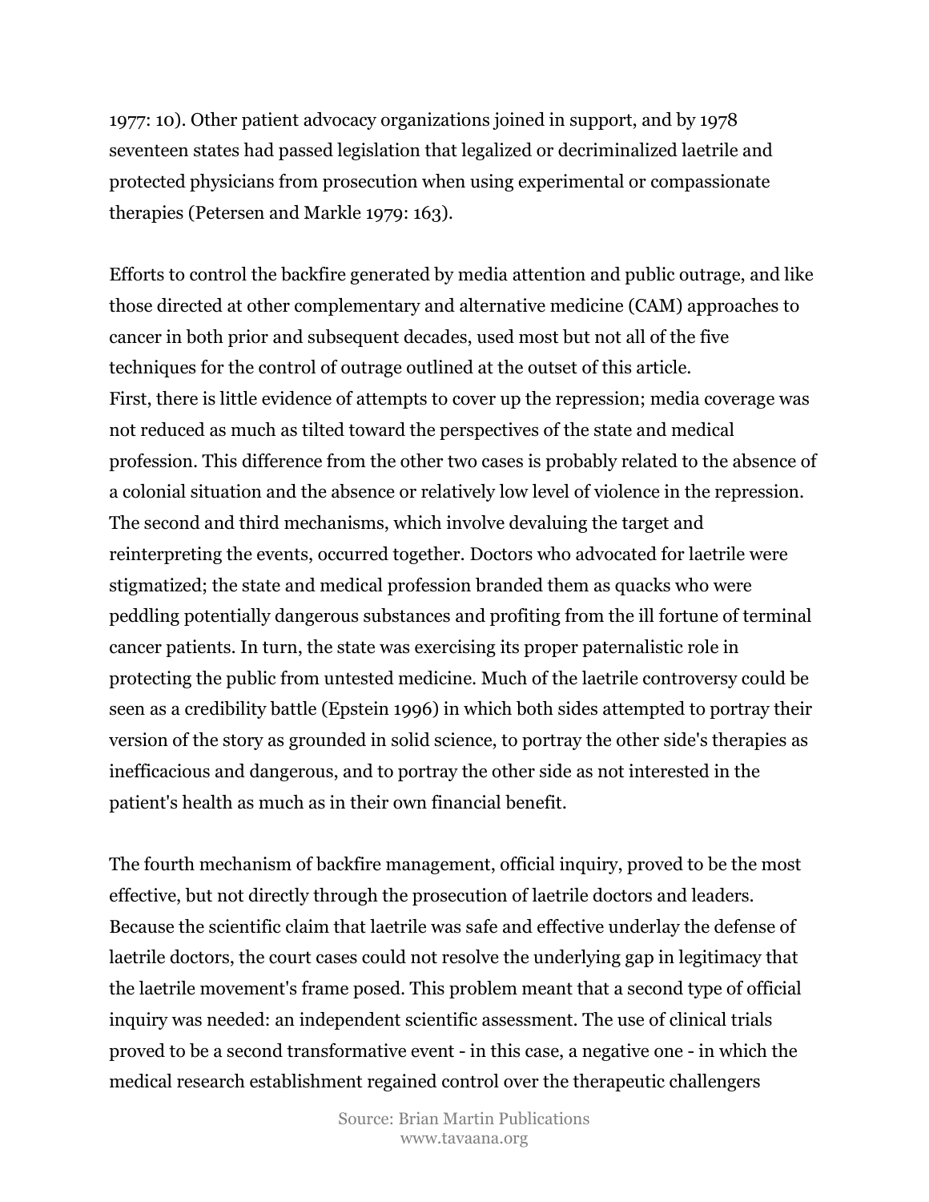1977: 10). Other patient advocacy organizations joined in support, and by 1978 seventeen states had passed legislation that legalized or decriminalized laetrile and protected physicians from prosecution when using experimental or compassionate therapies (Petersen and Markle 1979: 163).

Efforts to control the backfire generated by media attention and public outrage, and like those directed at other complementary and alternative medicine (CAM) approaches to cancer in both prior and subsequent decades, used most but not all of the five techniques for the control of outrage outlined at the outset of this article.
First, there is little evidence of attempts to cover up the repression; media coverage was not reduced as much as tilted toward the perspectives of the state and medical profession. This difference from the other two cases is probably related to the absence of a colonial situation and the absence or relatively low level of violence in the repression. The second and third mechanisms, which involve devaluing the target and reinterpreting the events, occurred together. Doctors who advocated for laetrile were stigmatized; the state and medical profession branded them as quacks who were peddling potentially dangerous substances and profiting from the ill fortune of terminal cancer patients. In turn, the state was exercising its proper paternalistic role in protecting the public from untested medicine. Much of the laetrile controversy could be seen as a credibility battle (Epstein 1996) in which both sides attempted to portray their version of the story as grounded in solid science, to portray the other side's therapies as inefficacious and dangerous, and to portray the other side as not interested in the patient's health as much as in their own financial benefit.

The fourth mechanism of backfire management, official inquiry, proved to be the most effective, but not directly through the prosecution of laetrile doctors and leaders. Because the scientific claim that laetrile was safe and effective underlay the defense of laetrile doctors, the court cases could not resolve the underlying gap in legitimacy that the laetrile movement's frame posed. This problem meant that a second type of official inquiry was needed: an independent scientific assessment. The use of clinical trials proved to be a second transformative event - in this case, a negative one - in which the medical research establishment regained control over the therapeutic challengers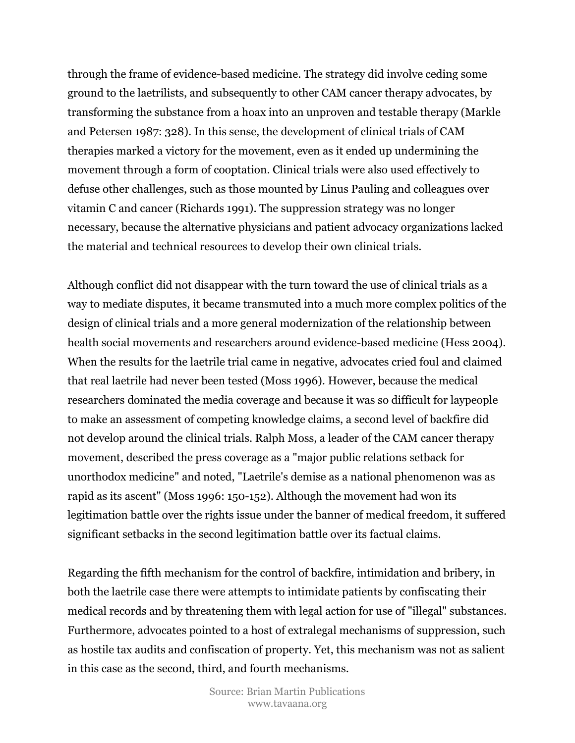through the frame of evidence-based medicine. The strategy did involve ceding some ground to the laetrilists, and subsequently to other CAM cancer therapy advocates, by transforming the substance from a hoax into an unproven and testable therapy (Markle and Petersen 1987: 328). In this sense, the development of clinical trials of CAM therapies marked a victory for the movement, even as it ended up undermining the movement through a form of cooptation. Clinical trials were also used effectively to defuse other challenges, such as those mounted by Linus Pauling and colleagues over vitamin C and cancer (Richards 1991). The suppression strategy was no longer necessary, because the alternative physicians and patient advocacy organizations lacked the material and technical resources to develop their own clinical trials.

Although conflict did not disappear with the turn toward the use of clinical trials as a way to mediate disputes, it became transmuted into a much more complex politics of the design of clinical trials and a more general modernization of the relationship between health social movements and researchers around evidence-based medicine (Hess 2004). When the results for the laetrile trial came in negative, advocates cried foul and claimed that real laetrile had never been tested (Moss 1996). However, because the medical researchers dominated the media coverage and because it was so difficult for laypeople to make an assessment of competing knowledge claims, a second level of backfire did not develop around the clinical trials. Ralph Moss, a leader of the CAM cancer therapy movement, described the press coverage as a "major public relations setback for unorthodox medicine" and noted, "Laetrile's demise as a national phenomenon was as rapid as its ascent" (Moss 1996: 150-152). Although the movement had won its legitimation battle over the rights issue under the banner of medical freedom, it suffered significant setbacks in the second legitimation battle over its factual claims.

Regarding the fifth mechanism for the control of backfire, intimidation and bribery, in both the laetrile case there were attempts to intimidate patients by confiscating their medical records and by threatening them with legal action for use of "illegal" substances. Furthermore, advocates pointed to a host of extralegal mechanisms of suppression, such as hostile tax audits and confiscation of property. Yet, this mechanism was not as salient in this case as the second, third, and fourth mechanisms.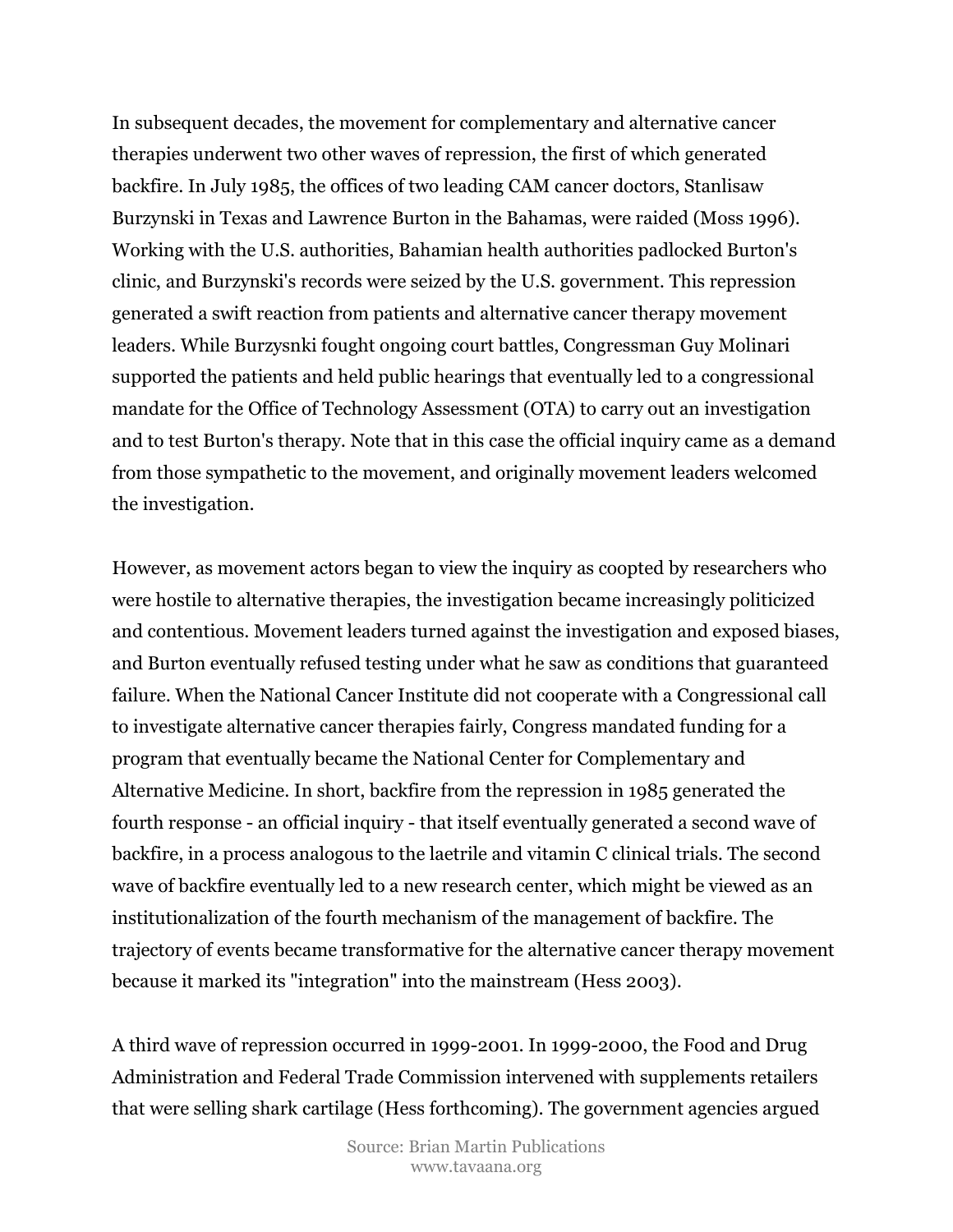In subsequent decades, the movement for complementary and alternative cancer therapies underwent two other waves of repression, the first of which generated backfire. In July 1985, the offices of two leading CAM cancer doctors, Stanlisaw Burzynski in Texas and Lawrence Burton in the Bahamas, were raided (Moss 1996). Working with the U.S. authorities, Bahamian health authorities padlocked Burton's clinic, and Burzynski's records were seized by the U.S. government. This repression generated a swift reaction from patients and alternative cancer therapy movement leaders. While Burzysnki fought ongoing court battles, Congressman Guy Molinari supported the patients and held public hearings that eventually led to a congressional mandate for the Office of Technology Assessment (OTA) to carry out an investigation and to test Burton's therapy. Note that in this case the official inquiry came as a demand from those sympathetic to the movement, and originally movement leaders welcomed the investigation.

However, as movement actors began to view the inquiry as coopted by researchers who were hostile to alternative therapies, the investigation became increasingly politicized and contentious. Movement leaders turned against the investigation and exposed biases, and Burton eventually refused testing under what he saw as conditions that guaranteed failure. When the National Cancer Institute did not cooperate with a Congressional call to investigate alternative cancer therapies fairly, Congress mandated funding for a program that eventually became the National Center for Complementary and Alternative Medicine. In short, backfire from the repression in 1985 generated the fourth response - an official inquiry - that itself eventually generated a second wave of backfire, in a process analogous to the laetrile and vitamin C clinical trials. The second wave of backfire eventually led to a new research center, which might be viewed as an institutionalization of the fourth mechanism of the management of backfire. The trajectory of events became transformative for the alternative cancer therapy movement because it marked its "integration" into the mainstream (Hess 2003).

A third wave of repression occurred in 1999-2001. In 1999-2000, the Food and Drug Administration and Federal Trade Commission intervened with supplements retailers that were selling shark cartilage (Hess forthcoming). The government agencies argued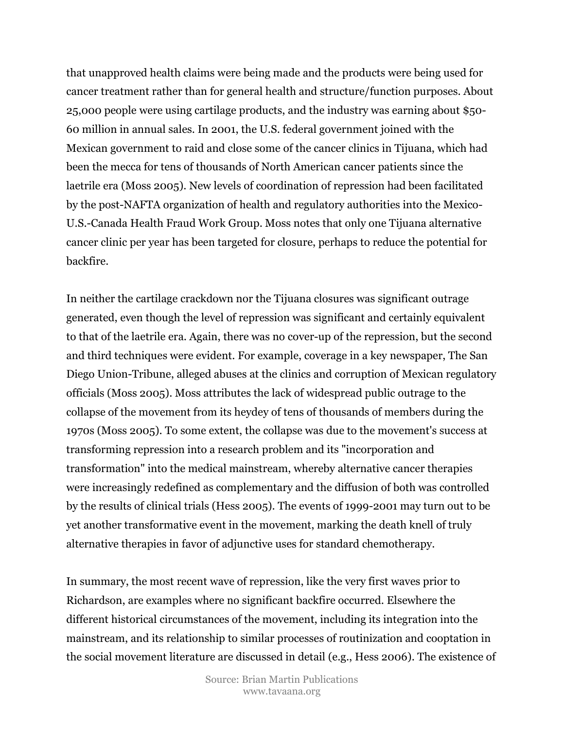that unapproved health claims were being made and the products were being used for cancer treatment rather than for general health and structure/function purposes. About 25,000 people were using cartilage products, and the industry was earning about $50-60 million in annual sales. In 2001, the U.S. federal government joined with the Mexican government to raid and close some of the cancer clinics in Tijuana, which had been the mecca for tens of thousands of North American cancer patients since the laetrile era (Moss 2005). New levels of coordination of repression had been facilitated by the post-NAFTA organization of health and regulatory authorities into the Mexico-U.S.-Canada Health Fraud Work Group. Moss notes that only one Tijuana alternative cancer clinic per year has been targeted for closure, perhaps to reduce the potential for backfire.

In neither the cartilage crackdown nor the Tijuana closures was significant outrage generated, even though the level of repression was significant and certainly equivalent to that of the laetrile era. Again, there was no cover-up of the repression, but the second and third techniques were evident. For example, coverage in a key newspaper, The San Diego Union-Tribune, alleged abuses at the clinics and corruption of Mexican regulatory officials (Moss 2005). Moss attributes the lack of widespread public outrage to the collapse of the movement from its heydey of tens of thousands of members during the 1970s (Moss 2005). To some extent, the collapse was due to the movement's success at transforming repression into a research problem and its "incorporation and transformation" into the medical mainstream, whereby alternative cancer therapies were increasingly redefined as complementary and the diffusion of both was controlled by the results of clinical trials (Hess 2005). The events of 1999-2001 may turn out to be yet another transformative event in the movement, marking the death knell of truly alternative therapies in favor of adjunctive uses for standard chemotherapy.

In summary, the most recent wave of repression, like the very first waves prior to Richardson, are examples where no significant backfire occurred. Elsewhere the different historical circumstances of the movement, including its integration into the mainstream, and its relationship to similar processes of routinization and cooptation in the social movement literature are discussed in detail (e.g., Hess 2006). The existence of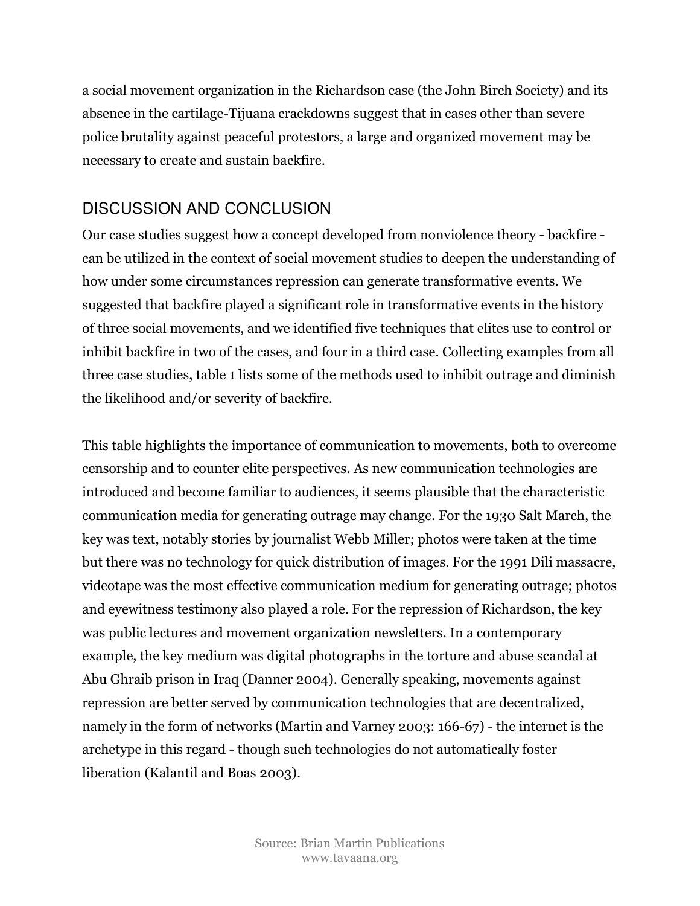a social movement organization in the Richardson case (the John Birch Society) and its absence in the cartilage-Tijuana crackdowns suggest that in cases other than severe police brutality against peaceful protestors, a large and organized movement may be necessary to create and sustain backfire.

## DISCUSSION AND CONCLUSION

Our case studies suggest how a concept developed from nonviolence theory - backfire - can be utilized in the context of social movement studies to deepen the understanding of how under some circumstances repression can generate transformative events. We suggested that backfire played a significant role in transformative events in the history of three social movements, and we identified five techniques that elites use to control or inhibit backfire in two of the cases, and four in a third case. Collecting examples from all three case studies, table 1 lists some of the methods used to inhibit outrage and diminish the likelihood and/or severity of backfire.

This table highlights the importance of communication to movements, both to overcome censorship and to counter elite perspectives. As new communication technologies are introduced and become familiar to audiences, it seems plausible that the characteristic communication media for generating outrage may change. For the 1930 Salt March, the key was text, notably stories by journalist Webb Miller; photos were taken at the time but there was no technology for quick distribution of images. For the 1991 Dili massacre, videotape was the most effective communication medium for generating outrage; photos and eyewitness testimony also played a role. For the repression of Richardson, the key was public lectures and movement organization newsletters. In a contemporary example, the key medium was digital photographs in the torture and abuse scandal at Abu Ghraib prison in Iraq (Danner 2004). Generally speaking, movements against repression are better served by communication technologies that are decentralized, namely in the form of networks (Martin and Varney 2003: 166-67) - the internet is the archetype in this regard - though such technologies do not automatically foster liberation (Kalantil and Boas 2003).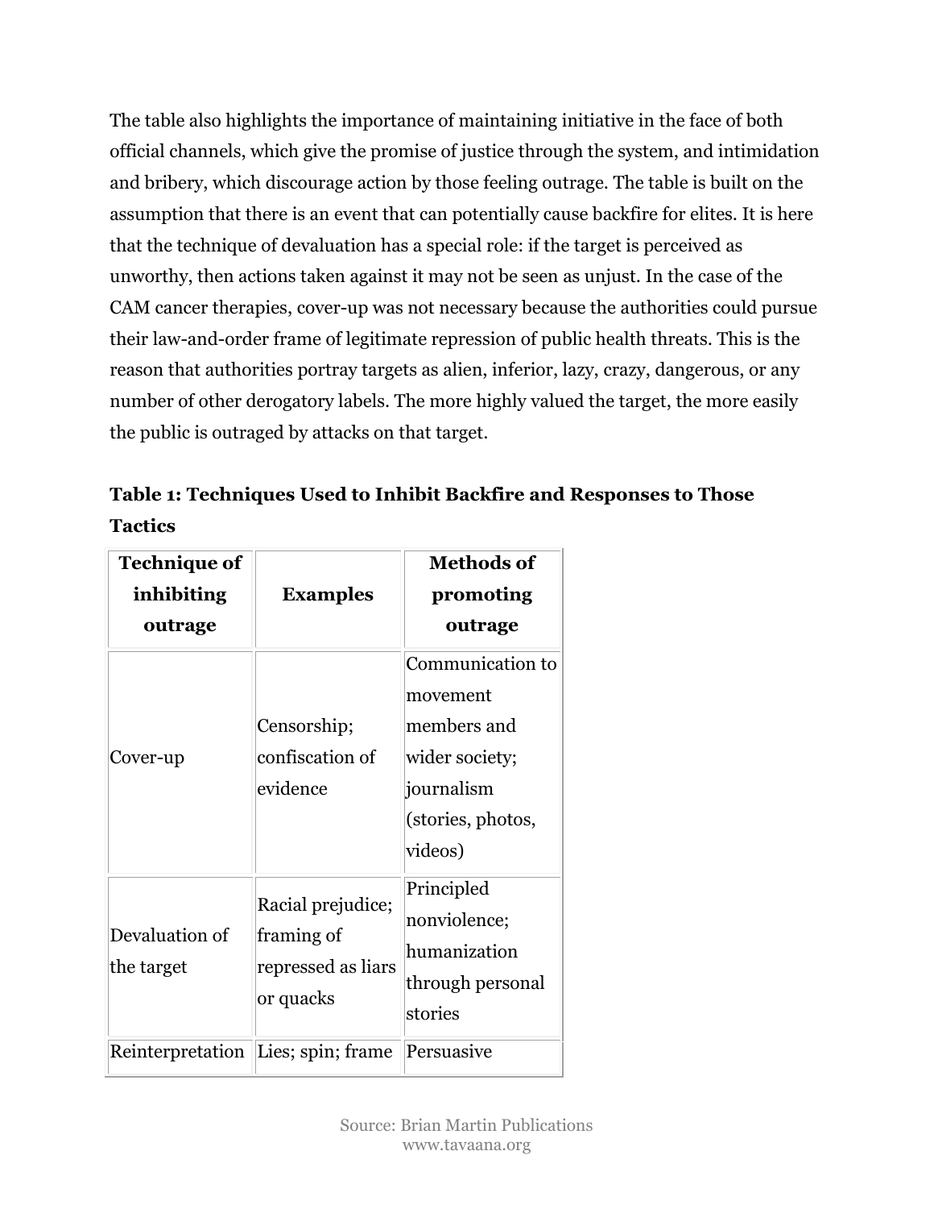The table also highlights the importance of maintaining initiative in the face of both official channels, which give the promise of justice through the system, and intimidation and bribery, which discourage action by those feeling outrage. The table is built on the assumption that there is an event that can potentially cause backfire for elites. It is here that the technique of devaluation has a special role: if the target is perceived as unworthy, then actions taken against it may not be seen as unjust. In the case of the CAM cancer therapies, cover-up was not necessary because the authorities could pursue their law-and-order frame of legitimate repression of public health threats. This is the reason that authorities portray targets as alien, inferior, lazy, crazy, dangerous, or any number of other derogatory labels. The more highly valued the target, the more easily the public is outraged by attacks on that target.

**Table 1: Techniques Used to Inhibit Backfire and Responses to Those Tactics**

| Technique of inhibiting outrage | Examples | Methods of promoting outrage |
|---|---|---|
| Cover-up | Censorship; confiscation of evidence | Communication to movement members and wider society; journalism (stories, photos, videos) |
| Devaluation of the target | Racial prejudice; framing of repressed as liars or quacks | Principled nonviolence; humanization through personal stories |
| Reinterpretation | Lies; spin; frame | Persuasive |

Source: Brian Martin Publications
www.tavaana.org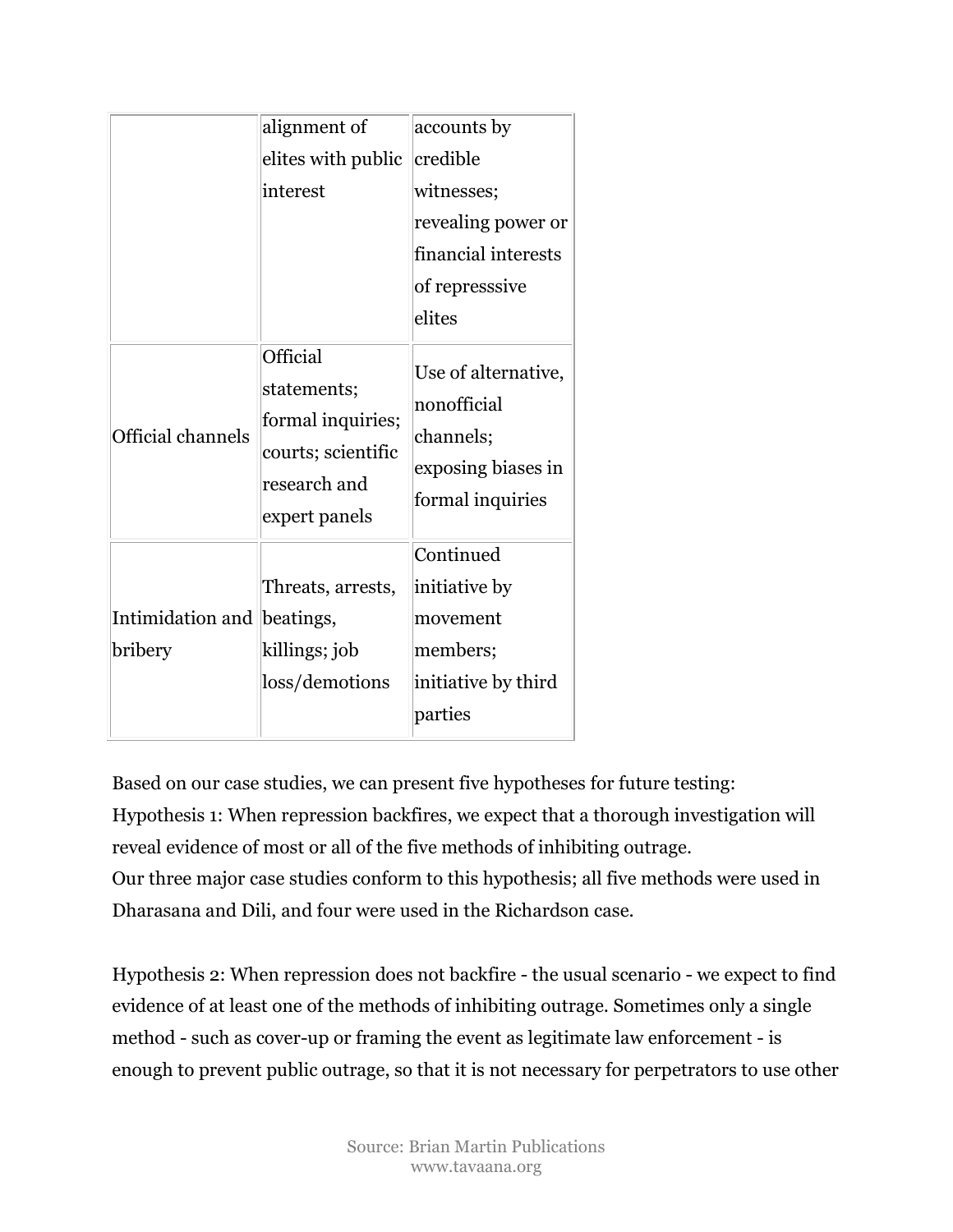| | | |
|---|---|---|
| | alignment of elites with public interest | accounts by credible witnesses; revealing power or financial interests of represssive elites |
| Official channels | Official statements; formal inquiries; courts; scientific research and expert panels | Use of alternative, nonofficial channels; exposing biases in formal inquiries |
| Intimidation and bribery | Threats, arrests, beatings, killings; job loss/demotions | Continued initiative by movement members; initiative by third parties |

Based on our case studies, we can present five hypotheses for future testing:
Hypothesis 1: When repression backfires, we expect that a thorough investigation will reveal evidence of most or all of the five methods of inhibiting outrage.
Our three major case studies conform to this hypothesis; all five methods were used in Dharasana and Dili, and four were used in the Richardson case.

Hypothesis 2: When repression does not backfire - the usual scenario - we expect to find evidence of at least one of the methods of inhibiting outrage. Sometimes only a single method - such as cover-up or framing the event as legitimate law enforcement - is enough to prevent public outrage, so that it is not necessary for perpetrators to use other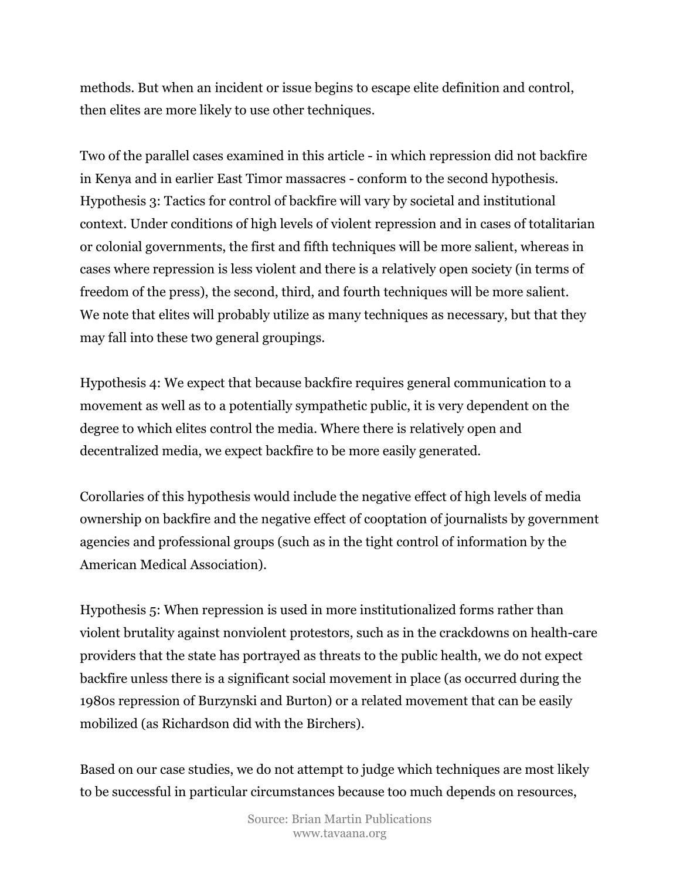methods. But when an incident or issue begins to escape elite definition and control, then elites are more likely to use other techniques.

Two of the parallel cases examined in this article - in which repression did not backfire in Kenya and in earlier East Timor massacres - conform to the second hypothesis. Hypothesis 3: Tactics for control of backfire will vary by societal and institutional context. Under conditions of high levels of violent repression and in cases of totalitarian or colonial governments, the first and fifth techniques will be more salient, whereas in cases where repression is less violent and there is a relatively open society (in terms of freedom of the press), the second, third, and fourth techniques will be more salient. We note that elites will probably utilize as many techniques as necessary, but that they may fall into these two general groupings.

Hypothesis 4: We expect that because backfire requires general communication to a movement as well as to a potentially sympathetic public, it is very dependent on the degree to which elites control the media. Where there is relatively open and decentralized media, we expect backfire to be more easily generated.

Corollaries of this hypothesis would include the negative effect of high levels of media ownership on backfire and the negative effect of cooptation of journalists by government agencies and professional groups (such as in the tight control of information by the American Medical Association).

Hypothesis 5: When repression is used in more institutionalized forms rather than violent brutality against nonviolent protestors, such as in the crackdowns on health-care providers that the state has portrayed as threats to the public health, we do not expect backfire unless there is a significant social movement in place (as occurred during the 1980s repression of Burzynski and Burton) or a related movement that can be easily mobilized (as Richardson did with the Birchers).

Based on our case studies, we do not attempt to judge which techniques are most likely to be successful in particular circumstances because too much depends on resources,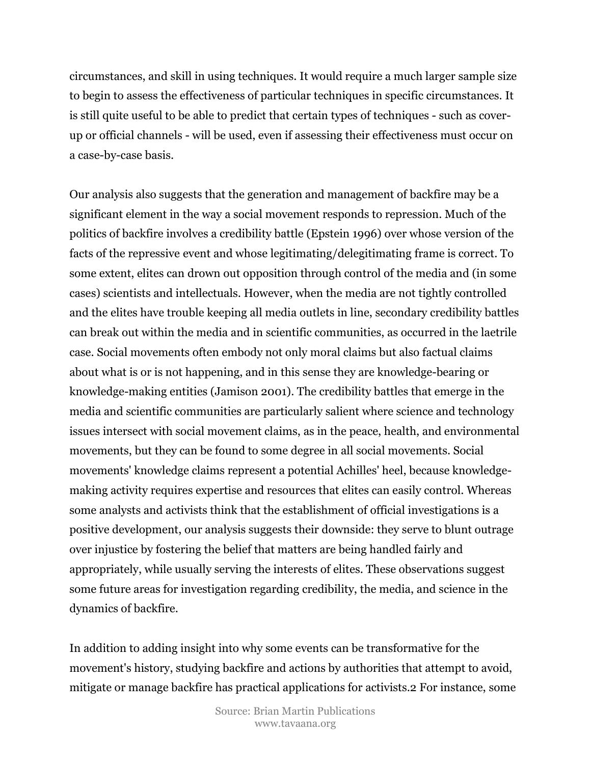circumstances, and skill in using techniques. It would require a much larger sample size to begin to assess the effectiveness of particular techniques in specific circumstances. It is still quite useful to be able to predict that certain types of techniques - such as cover-up or official channels - will be used, even if assessing their effectiveness must occur on a case-by-case basis.

Our analysis also suggests that the generation and management of backfire may be a significant element in the way a social movement responds to repression. Much of the politics of backfire involves a credibility battle (Epstein 1996) over whose version of the facts of the repressive event and whose legitimating/delegitimating frame is correct. To some extent, elites can drown out opposition through control of the media and (in some cases) scientists and intellectuals. However, when the media are not tightly controlled and the elites have trouble keeping all media outlets in line, secondary credibility battles can break out within the media and in scientific communities, as occurred in the laetrile case. Social movements often embody not only moral claims but also factual claims about what is or is not happening, and in this sense they are knowledge-bearing or knowledge-making entities (Jamison 2001). The credibility battles that emerge in the media and scientific communities are particularly salient where science and technology issues intersect with social movement claims, as in the peace, health, and environmental movements, but they can be found to some degree in all social movements. Social movements' knowledge claims represent a potential Achilles' heel, because knowledge-making activity requires expertise and resources that elites can easily control. Whereas some analysts and activists think that the establishment of official investigations is a positive development, our analysis suggests their downside: they serve to blunt outrage over injustice by fostering the belief that matters are being handled fairly and appropriately, while usually serving the interests of elites. These observations suggest some future areas for investigation regarding credibility, the media, and science in the dynamics of backfire.

In addition to adding insight into why some events can be transformative for the movement's history, studying backfire and actions by authorities that attempt to avoid, mitigate or manage backfire has practical applications for activists.[2] For instance, some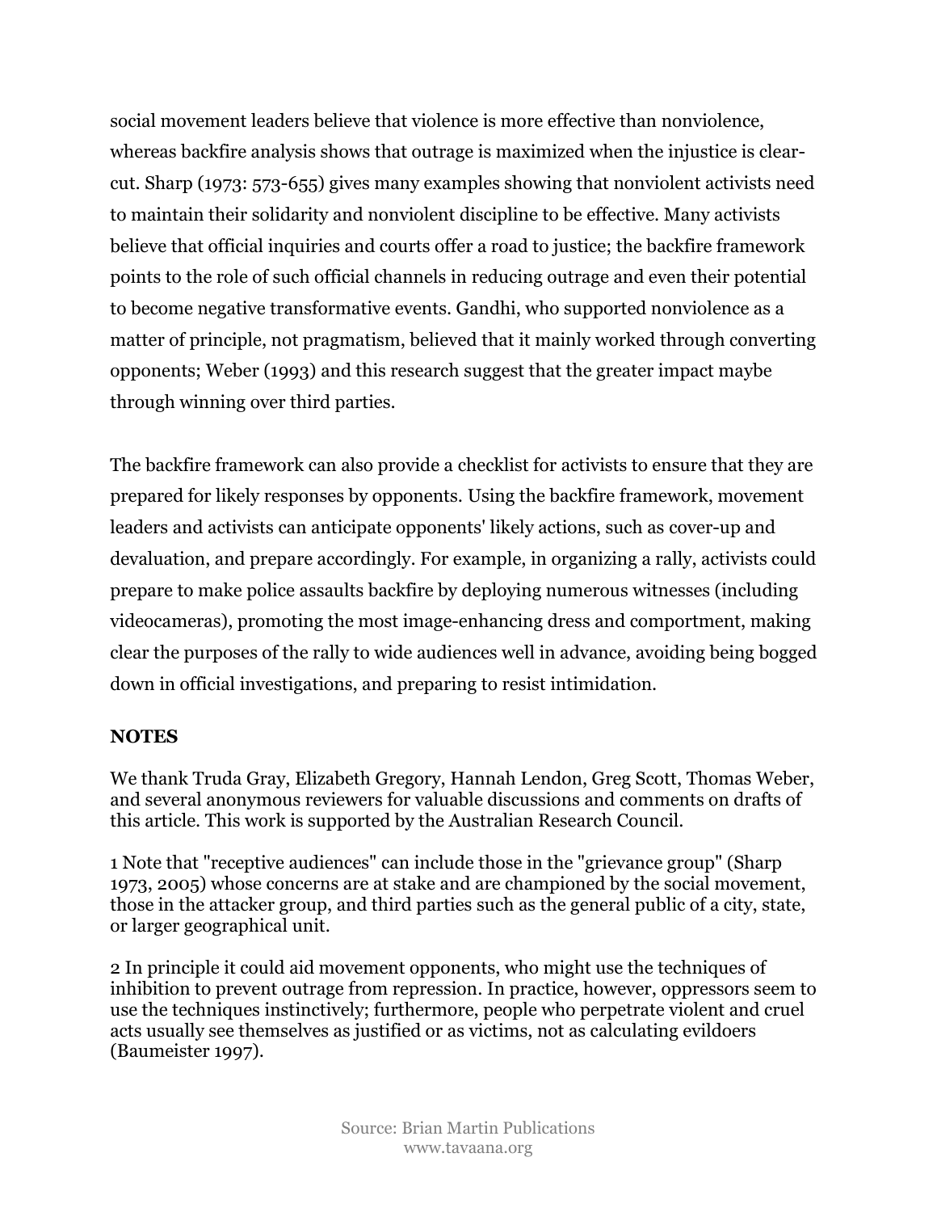social movement leaders believe that violence is more effective than nonviolence, whereas backfire analysis shows that outrage is maximized when the injustice is clear-cut. Sharp (1973: 573-655) gives many examples showing that nonviolent activists need to maintain their solidarity and nonviolent discipline to be effective. Many activists believe that official inquiries and courts offer a road to justice; the backfire framework points to the role of such official channels in reducing outrage and even their potential to become negative transformative events. Gandhi, who supported nonviolence as a matter of principle, not pragmatism, believed that it mainly worked through converting opponents; Weber (1993) and this research suggest that the greater impact maybe through winning over third parties.

The backfire framework can also provide a checklist for activists to ensure that they are prepared for likely responses by opponents. Using the backfire framework, movement leaders and activists can anticipate opponents' likely actions, such as cover-up and devaluation, and prepare accordingly. For example, in organizing a rally, activists could prepare to make police assaults backfire by deploying numerous witnesses (including videocameras), promoting the most image-enhancing dress and comportment, making clear the purposes of the rally to wide audiences well in advance, avoiding being bogged down in official investigations, and preparing to resist intimidation.

**NOTES**

We thank Truda Gray, Elizabeth Gregory, Hannah Lendon, Greg Scott, Thomas Weber, and several anonymous reviewers for valuable discussions and comments on drafts of this article. This work is supported by the Australian Research Council.

1 Note that "receptive audiences" can include those in the "grievance group" (Sharp 1973, 2005) whose concerns are at stake and are championed by the social movement, those in the attacker group, and third parties such as the general public of a city, state, or larger geographical unit.

2 In principle it could aid movement opponents, who might use the techniques of inhibition to prevent outrage from repression. In practice, however, oppressors seem to use the techniques instinctively; furthermore, people who perpetrate violent and cruel acts usually see themselves as justified or as victims, not as calculating evildoers (Baumeister 1997).

Source: Brian Martin Publications
www.tavaana.org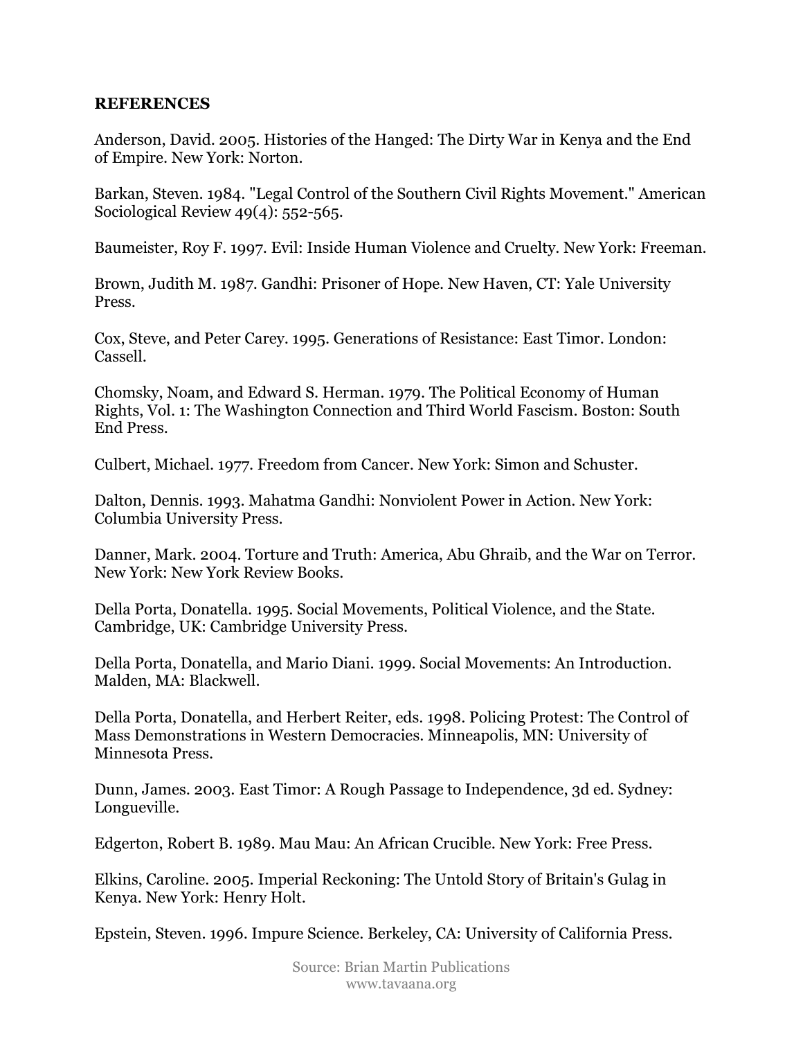**REFERENCES**

Anderson, David. 2005. Histories of the Hanged: The Dirty War in Kenya and the End of Empire. New York: Norton.

Barkan, Steven. 1984. "Legal Control of the Southern Civil Rights Movement." American Sociological Review 49(4): 552-565.

Baumeister, Roy F. 1997. Evil: Inside Human Violence and Cruelty. New York: Freeman.

Brown, Judith M. 1987. Gandhi: Prisoner of Hope. New Haven, CT: Yale University Press.

Cox, Steve, and Peter Carey. 1995. Generations of Resistance: East Timor. London: Cassell.

Chomsky, Noam, and Edward S. Herman. 1979. The Political Economy of Human Rights, Vol. 1: The Washington Connection and Third World Fascism. Boston: South End Press.

Culbert, Michael. 1977. Freedom from Cancer. New York: Simon and Schuster.

Dalton, Dennis. 1993. Mahatma Gandhi: Nonviolent Power in Action. New York: Columbia University Press.

Danner, Mark. 2004. Torture and Truth: America, Abu Ghraib, and the War on Terror. New York: New York Review Books.

Della Porta, Donatella. 1995. Social Movements, Political Violence, and the State. Cambridge, UK: Cambridge University Press.

Della Porta, Donatella, and Mario Diani. 1999. Social Movements: An Introduction. Malden, MA: Blackwell.

Della Porta, Donatella, and Herbert Reiter, eds. 1998. Policing Protest: The Control of Mass Demonstrations in Western Democracies. Minneapolis, MN: University of Minnesota Press.

Dunn, James. 2003. East Timor: A Rough Passage to Independence, 3d ed. Sydney: Longueville.

Edgerton, Robert B. 1989. Mau Mau: An African Crucible. New York: Free Press.

Elkins, Caroline. 2005. Imperial Reckoning: The Untold Story of Britain's Gulag in Kenya. New York: Henry Holt.

Epstein, Steven. 1996. Impure Science. Berkeley, CA: University of California Press.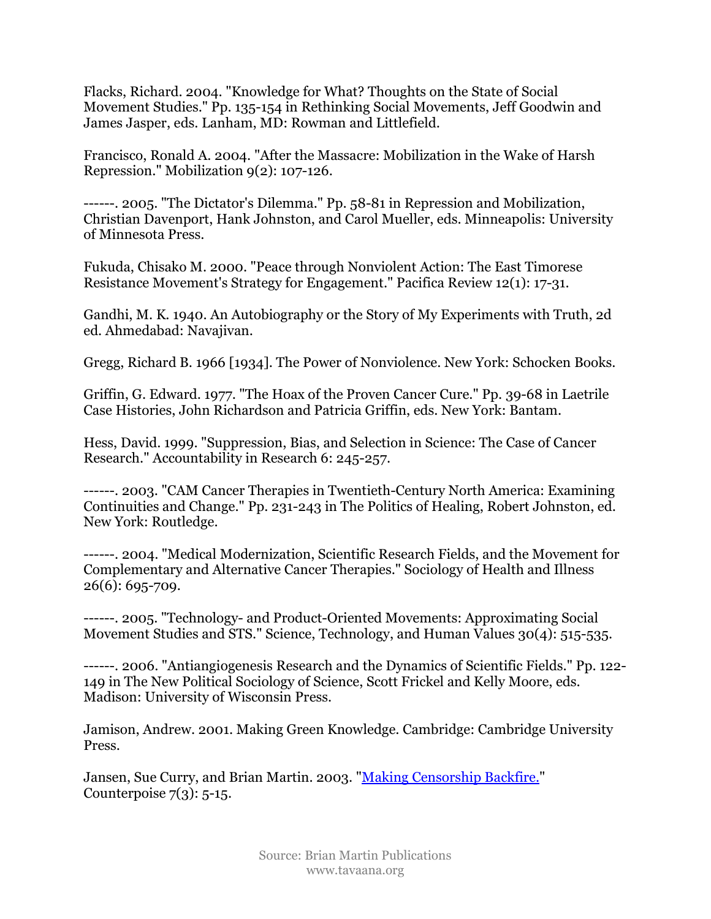Flacks, Richard. 2004. "Knowledge for What? Thoughts on the State of Social Movement Studies." Pp. 135-154 in Rethinking Social Movements, Jeff Goodwin and James Jasper, eds. Lanham, MD: Rowman and Littlefield.

Francisco, Ronald A. 2004. "After the Massacre: Mobilization in the Wake of Harsh Repression." Mobilization 9(2): 107-126.

------. 2005. "The Dictator's Dilemma." Pp. 58-81 in Repression and Mobilization, Christian Davenport, Hank Johnston, and Carol Mueller, eds. Minneapolis: University of Minnesota Press.

Fukuda, Chisako M. 2000. "Peace through Nonviolent Action: The East Timorese Resistance Movement's Strategy for Engagement." Pacifica Review 12(1): 17-31.

Gandhi, M. K. 1940. An Autobiography or the Story of My Experiments with Truth, 2d ed. Ahmedabad: Navajivan.

Gregg, Richard B. 1966 [1934]. The Power of Nonviolence. New York: Schocken Books.

Griffin, G. Edward. 1977. "The Hoax of the Proven Cancer Cure." Pp. 39-68 in Laetrile Case Histories, John Richardson and Patricia Griffin, eds. New York: Bantam.

Hess, David. 1999. "Suppression, Bias, and Selection in Science: The Case of Cancer Research." Accountability in Research 6: 245-257.

------. 2003. "CAM Cancer Therapies in Twentieth-Century North America: Examining Continuities and Change." Pp. 231-243 in The Politics of Healing, Robert Johnston, ed. New York: Routledge.

------. 2004. "Medical Modernization, Scientific Research Fields, and the Movement for Complementary and Alternative Cancer Therapies." Sociology of Health and Illness 26(6): 695-709.

------. 2005. "Technology- and Product-Oriented Movements: Approximating Social Movement Studies and STS." Science, Technology, and Human Values 30(4): 515-535.

------. 2006. "Antiangiogenesis Research and the Dynamics of Scientific Fields." Pp. 122-149 in The New Political Sociology of Science, Scott Frickel and Kelly Moore, eds. Madison: University of Wisconsin Press.

Jamison, Andrew. 2001. Making Green Knowledge. Cambridge: Cambridge University Press.

Jansen, Sue Curry, and Brian Martin. 2003. "Making Censorship Backfire." Counterpoise 7(3): 5-15.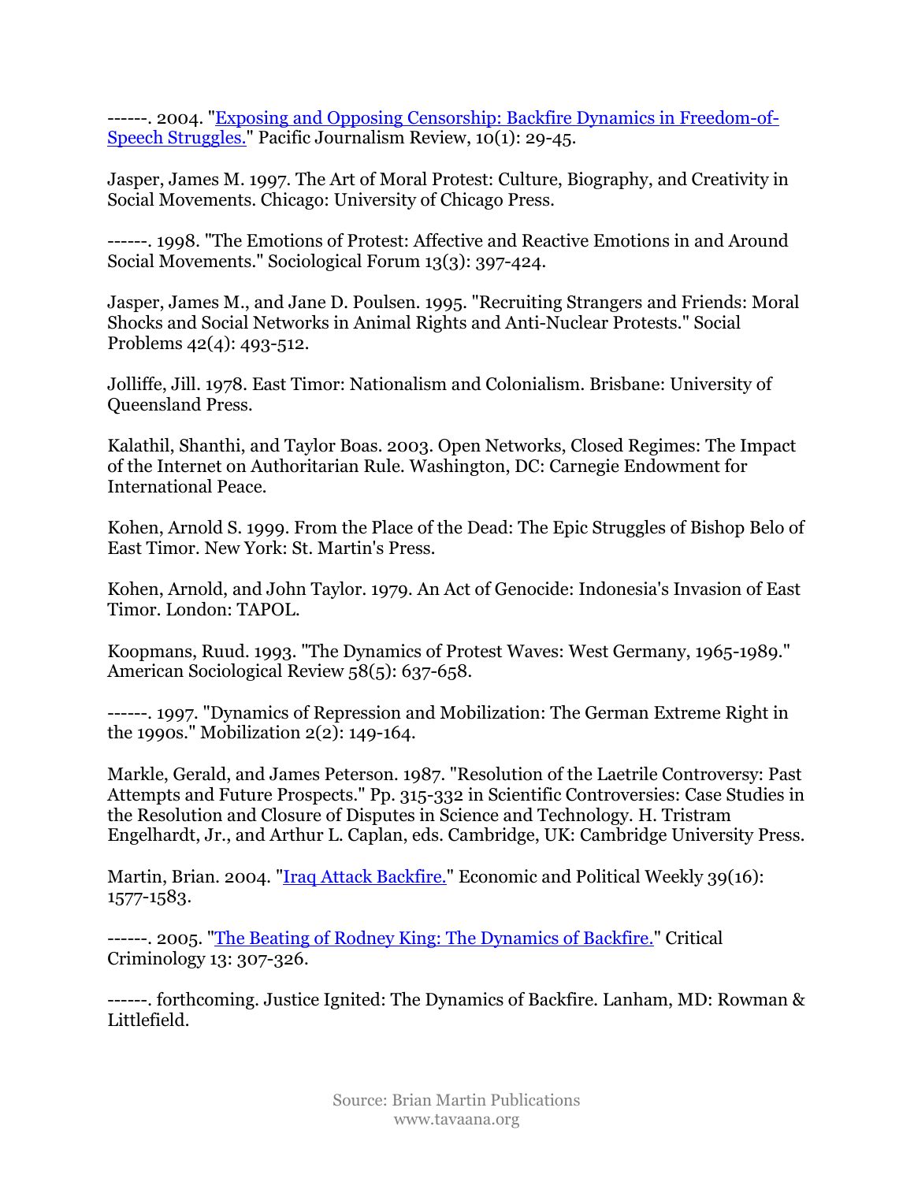------. 2004. "[Exposing and Opposing Censorship: Backfire Dynamics in Freedom-of-Speech Struggles.]" Pacific Journalism Review, 10(1): 29-45.

Jasper, James M. 1997. The Art of Moral Protest: Culture, Biography, and Creativity in Social Movements. Chicago: University of Chicago Press.

------. 1998. "The Emotions of Protest: Affective and Reactive Emotions in and Around Social Movements." Sociological Forum 13(3): 397-424.

Jasper, James M., and Jane D. Poulsen. 1995. "Recruiting Strangers and Friends: Moral Shocks and Social Networks in Animal Rights and Anti-Nuclear Protests." Social Problems 42(4): 493-512.

Jolliffe, Jill. 1978. East Timor: Nationalism and Colonialism. Brisbane: University of Queensland Press.

Kalathil, Shanthi, and Taylor Boas. 2003. Open Networks, Closed Regimes: The Impact of the Internet on Authoritarian Rule. Washington, DC: Carnegie Endowment for International Peace.

Kohen, Arnold S. 1999. From the Place of the Dead: The Epic Struggles of Bishop Belo of East Timor. New York: St. Martin's Press.

Kohen, Arnold, and John Taylor. 1979. An Act of Genocide: Indonesia's Invasion of East Timor. London: TAPOL.

Koopmans, Ruud. 1993. "The Dynamics of Protest Waves: West Germany, 1965-1989." American Sociological Review 58(5): 637-658.

------. 1997. "Dynamics of Repression and Mobilization: The German Extreme Right in the 1990s." Mobilization 2(2): 149-164.

Markle, Gerald, and James Peterson. 1987. "Resolution of the Laetrile Controversy: Past Attempts and Future Prospects." Pp. 315-332 in Scientific Controversies: Case Studies in the Resolution and Closure of Disputes in Science and Technology. H. Tristram Engelhardt, Jr., and Arthur L. Caplan, eds. Cambridge, UK: Cambridge University Press.

Martin, Brian. 2004. "[Iraq Attack Backfire.]" Economic and Political Weekly 39(16): 1577-1583.

------. 2005. "[The Beating of Rodney King: The Dynamics of Backfire.]" Critical Criminology 13: 307-326.

------. forthcoming. Justice Ignited: The Dynamics of Backfire. Lanham, MD: Rowman & Littlefield.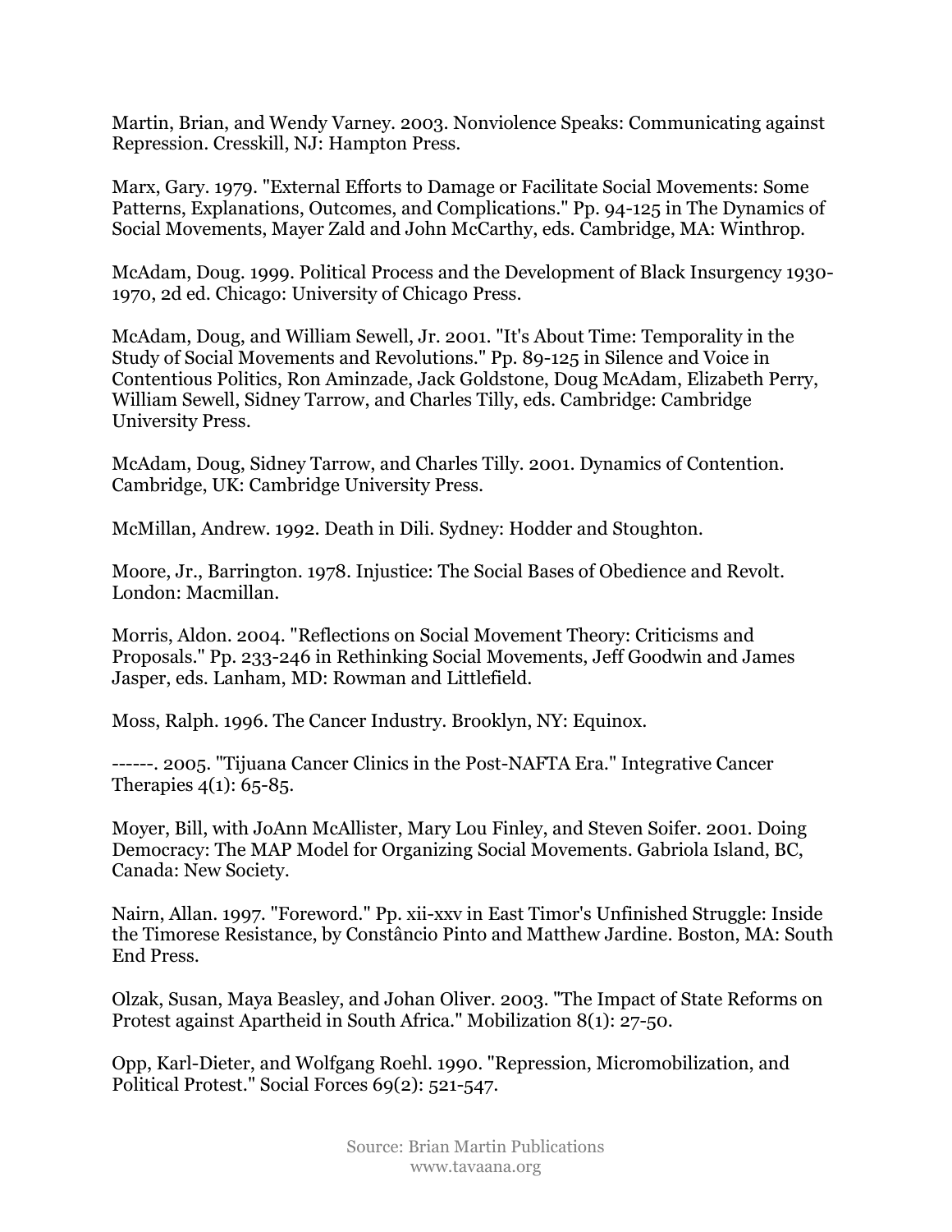Martin, Brian, and Wendy Varney. 2003. Nonviolence Speaks: Communicating against Repression. Cresskill, NJ: Hampton Press.

Marx, Gary. 1979. "External Efforts to Damage or Facilitate Social Movements: Some Patterns, Explanations, Outcomes, and Complications." Pp. 94-125 in The Dynamics of Social Movements, Mayer Zald and John McCarthy, eds. Cambridge, MA: Winthrop.

McAdam, Doug. 1999. Political Process and the Development of Black Insurgency 1930-1970, 2d ed. Chicago: University of Chicago Press.

McAdam, Doug, and William Sewell, Jr. 2001. "It's About Time: Temporality in the Study of Social Movements and Revolutions." Pp. 89-125 in Silence and Voice in Contentious Politics, Ron Aminzade, Jack Goldstone, Doug McAdam, Elizabeth Perry, William Sewell, Sidney Tarrow, and Charles Tilly, eds. Cambridge: Cambridge University Press.

McAdam, Doug, Sidney Tarrow, and Charles Tilly. 2001. Dynamics of Contention. Cambridge, UK: Cambridge University Press.

McMillan, Andrew. 1992. Death in Dili. Sydney: Hodder and Stoughton.

Moore, Jr., Barrington. 1978. Injustice: The Social Bases of Obedience and Revolt. London: Macmillan.

Morris, Aldon. 2004. "Reflections on Social Movement Theory: Criticisms and Proposals." Pp. 233-246 in Rethinking Social Movements, Jeff Goodwin and James Jasper, eds. Lanham, MD: Rowman and Littlefield.

Moss, Ralph. 1996. The Cancer Industry. Brooklyn, NY: Equinox.

------. 2005. "Tijuana Cancer Clinics in the Post-NAFTA Era." Integrative Cancer Therapies 4(1): 65-85.

Moyer, Bill, with JoAnn McAllister, Mary Lou Finley, and Steven Soifer. 2001. Doing Democracy: The MAP Model for Organizing Social Movements. Gabriola Island, BC, Canada: New Society.

Nairn, Allan. 1997. "Foreword." Pp. xii-xxv in East Timor's Unfinished Struggle: Inside the Timorese Resistance, by Constâncio Pinto and Matthew Jardine. Boston, MA: South End Press.

Olzak, Susan, Maya Beasley, and Johan Oliver. 2003. "The Impact of State Reforms on Protest against Apartheid in South Africa." Mobilization 8(1): 27-50.

Opp, Karl-Dieter, and Wolfgang Roehl. 1990. "Repression, Micromobilization, and Political Protest." Social Forces 69(2): 521-547.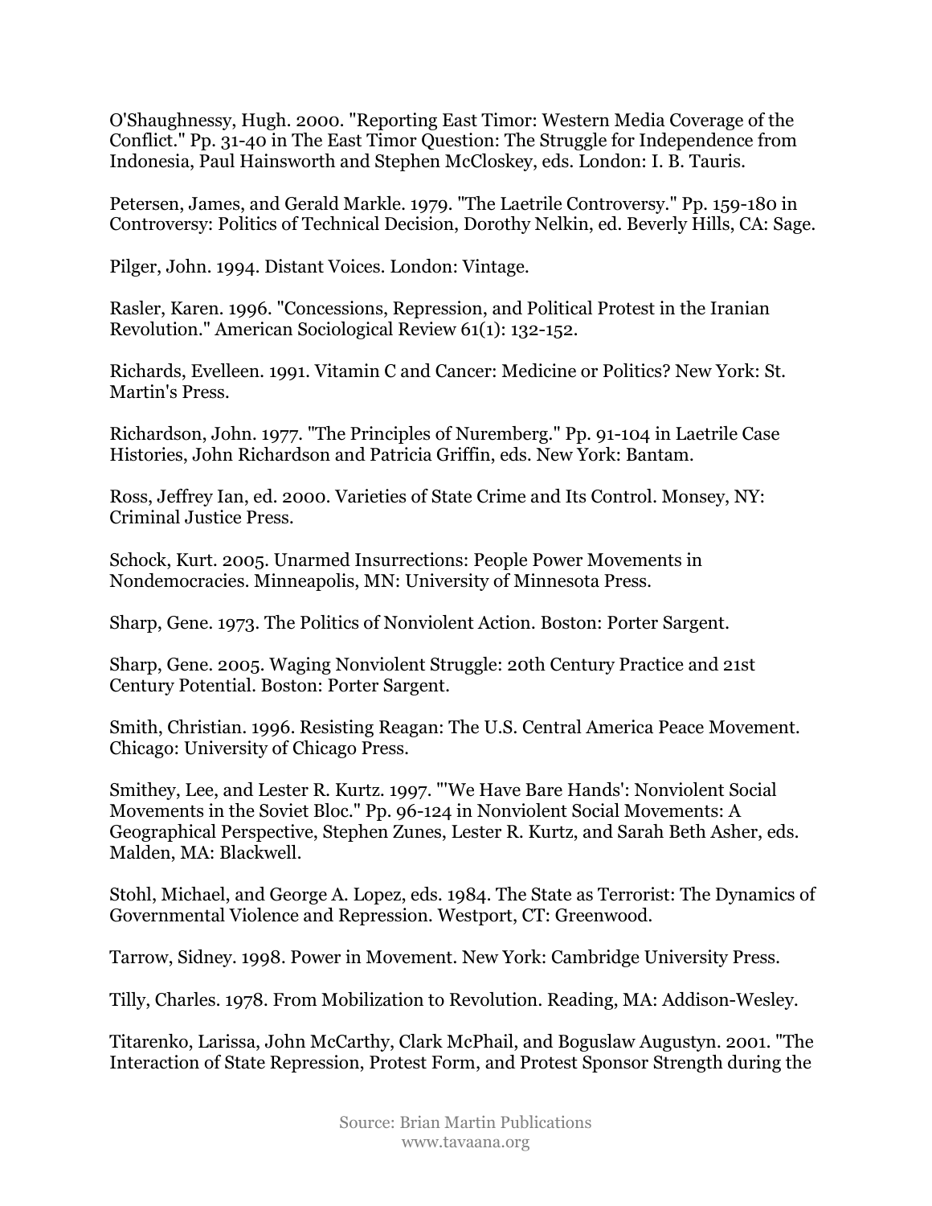O'Shaughnessy, Hugh. 2000. "Reporting East Timor: Western Media Coverage of the Conflict." Pp. 31-40 in The East Timor Question: The Struggle for Independence from Indonesia, Paul Hainsworth and Stephen McCloskey, eds. London: I. B. Tauris.

Petersen, James, and Gerald Markle. 1979. "The Laetrile Controversy." Pp. 159-180 in Controversy: Politics of Technical Decision, Dorothy Nelkin, ed. Beverly Hills, CA: Sage.

Pilger, John. 1994. Distant Voices. London: Vintage.

Rasler, Karen. 1996. "Concessions, Repression, and Political Protest in the Iranian Revolution." American Sociological Review 61(1): 132-152.

Richards, Evelleen. 1991. Vitamin C and Cancer: Medicine or Politics? New York: St. Martin's Press.

Richardson, John. 1977. "The Principles of Nuremberg." Pp. 91-104 in Laetrile Case Histories, John Richardson and Patricia Griffin, eds. New York: Bantam.

Ross, Jeffrey Ian, ed. 2000. Varieties of State Crime and Its Control. Monsey, NY: Criminal Justice Press.

Schock, Kurt. 2005. Unarmed Insurrections: People Power Movements in Nondemocracies. Minneapolis, MN: University of Minnesota Press.

Sharp, Gene. 1973. The Politics of Nonviolent Action. Boston: Porter Sargent.

Sharp, Gene. 2005. Waging Nonviolent Struggle: 20th Century Practice and 21st Century Potential. Boston: Porter Sargent.

Smith, Christian. 1996. Resisting Reagan: The U.S. Central America Peace Movement. Chicago: University of Chicago Press.

Smithey, Lee, and Lester R. Kurtz. 1997. "'We Have Bare Hands': Nonviolent Social Movements in the Soviet Bloc." Pp. 96-124 in Nonviolent Social Movements: A Geographical Perspective, Stephen Zunes, Lester R. Kurtz, and Sarah Beth Asher, eds. Malden, MA: Blackwell.

Stohl, Michael, and George A. Lopez, eds. 1984. The State as Terrorist: The Dynamics of Governmental Violence and Repression. Westport, CT: Greenwood.

Tarrow, Sidney. 1998. Power in Movement. New York: Cambridge University Press.

Tilly, Charles. 1978. From Mobilization to Revolution. Reading, MA: Addison-Wesley.

Titarenko, Larissa, John McCarthy, Clark McPhail, and Boguslaw Augustyn. 2001. "The Interaction of State Repression, Protest Form, and Protest Sponsor Strength during the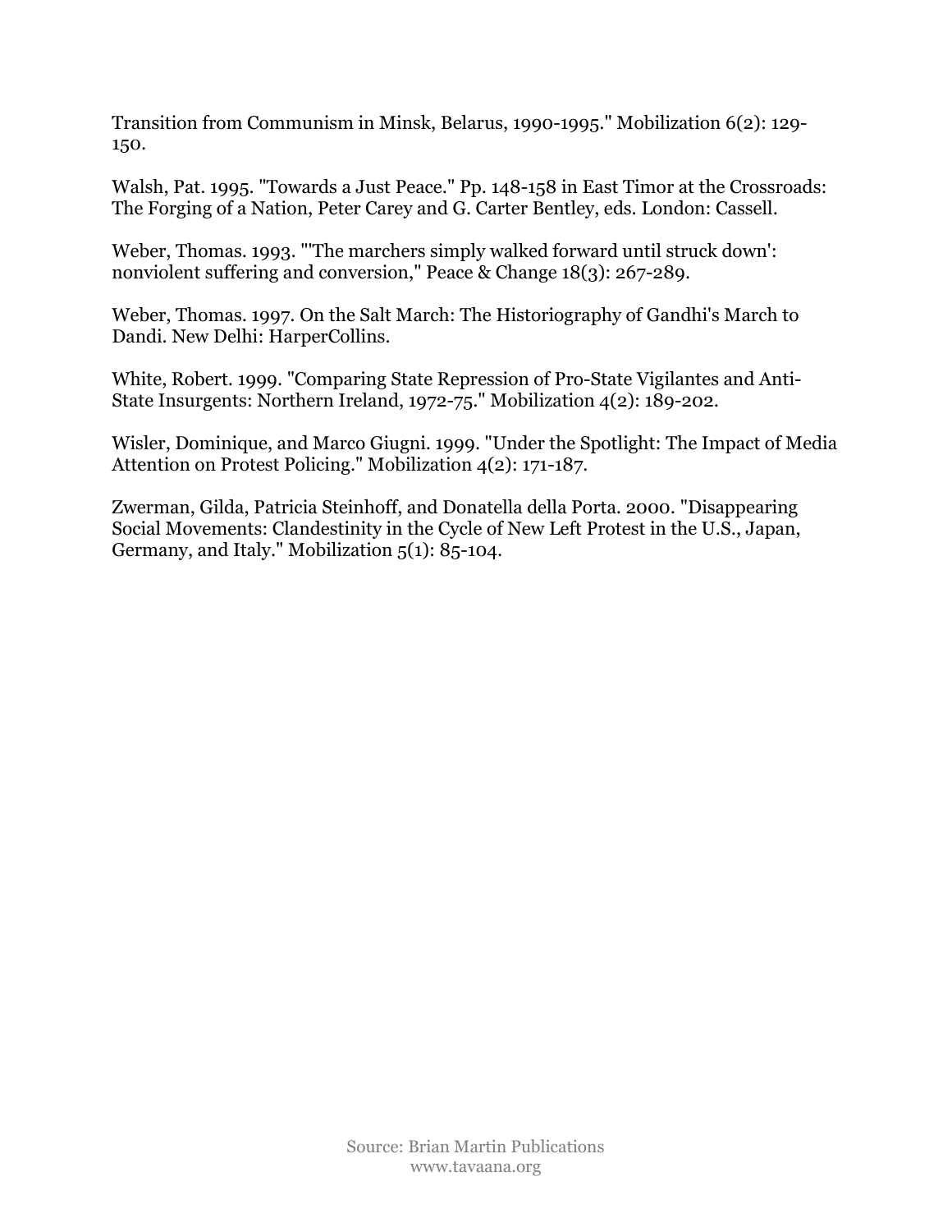Transition from Communism in Minsk, Belarus, 1990-1995." Mobilization 6(2): 129-150.

Walsh, Pat. 1995. "Towards a Just Peace." Pp. 148-158 in East Timor at the Crossroads: The Forging of a Nation, Peter Carey and G. Carter Bentley, eds. London: Cassell.

Weber, Thomas. 1993. "'The marchers simply walked forward until struck down': nonviolent suffering and conversion," Peace & Change 18(3): 267-289.

Weber, Thomas. 1997. On the Salt March: The Historiography of Gandhi's March to Dandi. New Delhi: HarperCollins.

White, Robert. 1999. "Comparing State Repression of Pro-State Vigilantes and Anti-State Insurgents: Northern Ireland, 1972-75." Mobilization 4(2): 189-202.

Wisler, Dominique, and Marco Giugni. 1999. "Under the Spotlight: The Impact of Media Attention on Protest Policing." Mobilization 4(2): 171-187.

Zwerman, Gilda, Patricia Steinhoff, and Donatella della Porta. 2000. "Disappearing Social Movements: Clandestinity in the Cycle of New Left Protest in the U.S., Japan, Germany, and Italy." Mobilization 5(1): 85-104.

Source: Brian Martin Publications
www.tavaana.org